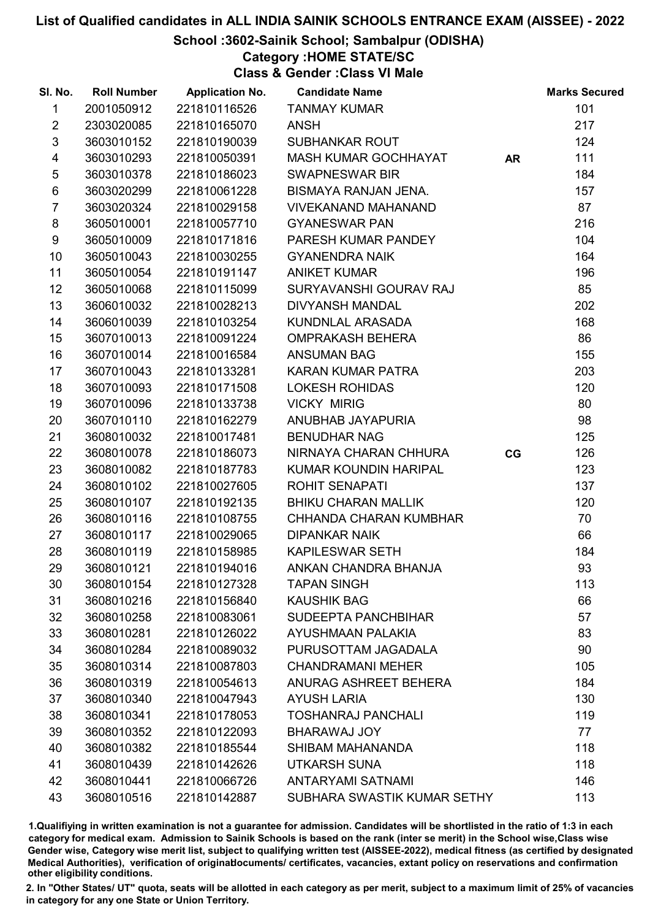# List of Qualified candidates in ALL INDIA SAINIK SCHOOLS ENTRANCE EXAM (AISSEE) - 2022

## School :3602-Sainik School; Sambalpur (ODISHA)

### Category :HOME STATE/SC

### Class & Gender :Class VI Male

| Sl. No. | Roll Number | Application No. | Candidate Name | | Marks Secured |
|---|---|---|---|---|---|
| 1 | 2001050912 | 221810116526 | TANMAY KUMAR | | 101 |
| 2 | 2303020085 | 221810165070 | ANSH | | 217 |
| 3 | 3603010152 | 221810190039 | SUBHANKAR ROUT | | 124 |
| 4 | 3603010293 | 221810050391 | MASH KUMAR GOCHHAYAT | AR | 111 |
| 5 | 3603010378 | 221810186023 | SWAPNESWAR BIR | | 184 |
| 6 | 3603020299 | 221810061228 | BISMAYA RANJAN JENA. | | 157 |
| 7 | 3603020324 | 221810029158 | VIVEKANAND MAHANAND | | 87 |
| 8 | 3605010001 | 221810057710 | GYANESWAR PAN | | 216 |
| 9 | 3605010009 | 221810171816 | PARESH KUMAR PANDEY | | 104 |
| 10 | 3605010043 | 221810030255 | GYANENDRA NAIK | | 164 |
| 11 | 3605010054 | 221810191147 | ANIKET KUMAR | | 196 |
| 12 | 3605010068 | 221810115099 | SURYAVANSHI GOURAV RAJ | | 85 |
| 13 | 3606010032 | 221810028213 | DIVYANSH MANDAL | | 202 |
| 14 | 3606010039 | 221810103254 | KUNDNLAL ARASADA | | 168 |
| 15 | 3607010013 | 221810091224 | OMPRAKASH BEHERA | | 86 |
| 16 | 3607010014 | 221810016584 | ANSUMAN BAG | | 155 |
| 17 | 3607010043 | 221810133281 | KARAN KUMAR PATRA | | 203 |
| 18 | 3607010093 | 221810171508 | LOKESH ROHIDAS | | 120 |
| 19 | 3607010096 | 221810133738 | VICKY MIRIG | | 80 |
| 20 | 3607010110 | 221810162279 | ANUBHAB JAYAPURIA | | 98 |
| 21 | 3608010032 | 221810017481 | BENUDHAR NAG | | 125 |
| 22 | 3608010078 | 221810186073 | NIRNAYA CHARAN CHHURA | CG | 126 |
| 23 | 3608010082 | 221810187783 | KUMAR KOUNDIN HARIPAL | | 123 |
| 24 | 3608010102 | 221810027605 | ROHIT SENAPATI | | 137 |
| 25 | 3608010107 | 221810192135 | BHIKU CHARAN MALLIK | | 120 |
| 26 | 3608010116 | 221810108755 | CHHANDA CHARAN KUMBHAR | | 70 |
| 27 | 3608010117 | 221810029065 | DIPANKAR NAIK | | 66 |
| 28 | 3608010119 | 221810158985 | KAPILESWAR SETH | | 184 |
| 29 | 3608010121 | 221810194016 | ANKAN CHANDRA BHANJA | | 93 |
| 30 | 3608010154 | 221810127328 | TAPAN SINGH | | 113 |
| 31 | 3608010216 | 221810156840 | KAUSHIK BAG | | 66 |
| 32 | 3608010258 | 221810083061 | SUDEEPTA PANCHBIHAR | | 57 |
| 33 | 3608010281 | 221810126022 | AYUSHMAAN PALAKIA | | 83 |
| 34 | 3608010284 | 221810089032 | PURUSOTTAM JAGADALA | | 90 |
| 35 | 3608010314 | 221810087803 | CHANDRAMANI MEHER | | 105 |
| 36 | 3608010319 | 221810054613 | ANURAG ASHREET BEHERA | | 184 |
| 37 | 3608010340 | 221810047943 | AYUSH LARIA | | 130 |
| 38 | 3608010341 | 221810178053 | TOSHANRAJ PANCHALI | | 119 |
| 39 | 3608010352 | 221810122093 | BHARAWAJ JOY | | 77 |
| 40 | 3608010382 | 221810185544 | SHIBAM MAHANANDA | | 118 |
| 41 | 3608010439 | 221810142626 | UTKARSH SUNA | | 118 |
| 42 | 3608010441 | 221810066726 | ANTARYAMI SATNAMI | | 146 |
| 43 | 3608010516 | 221810142887 | SUBHARA SWASTIK KUMAR SETHY | | 113 |

1.Qualifying in written examination is not a guarantee for admission. Candidates will be shortlisted in the ratio of 1:3 in each category for medical exam. Admission to Sainik Schools is based on the rank (inter se merit) in the School wise,Class wise Gender wise, Category wise merit list, subject to qualifying written test (AISSEE-2022), medical fitness (as certified by designated Medical Authorities), verification of originaldocuments/ certificates, vacancies, extant policy on reservations and confirmation other eligibility conditions.

2. In "Other States/ UT" quota, seats will be allotted in each category as per merit, subject to a maximum limit of 25% of vacancies in category for any one State or Union Territory.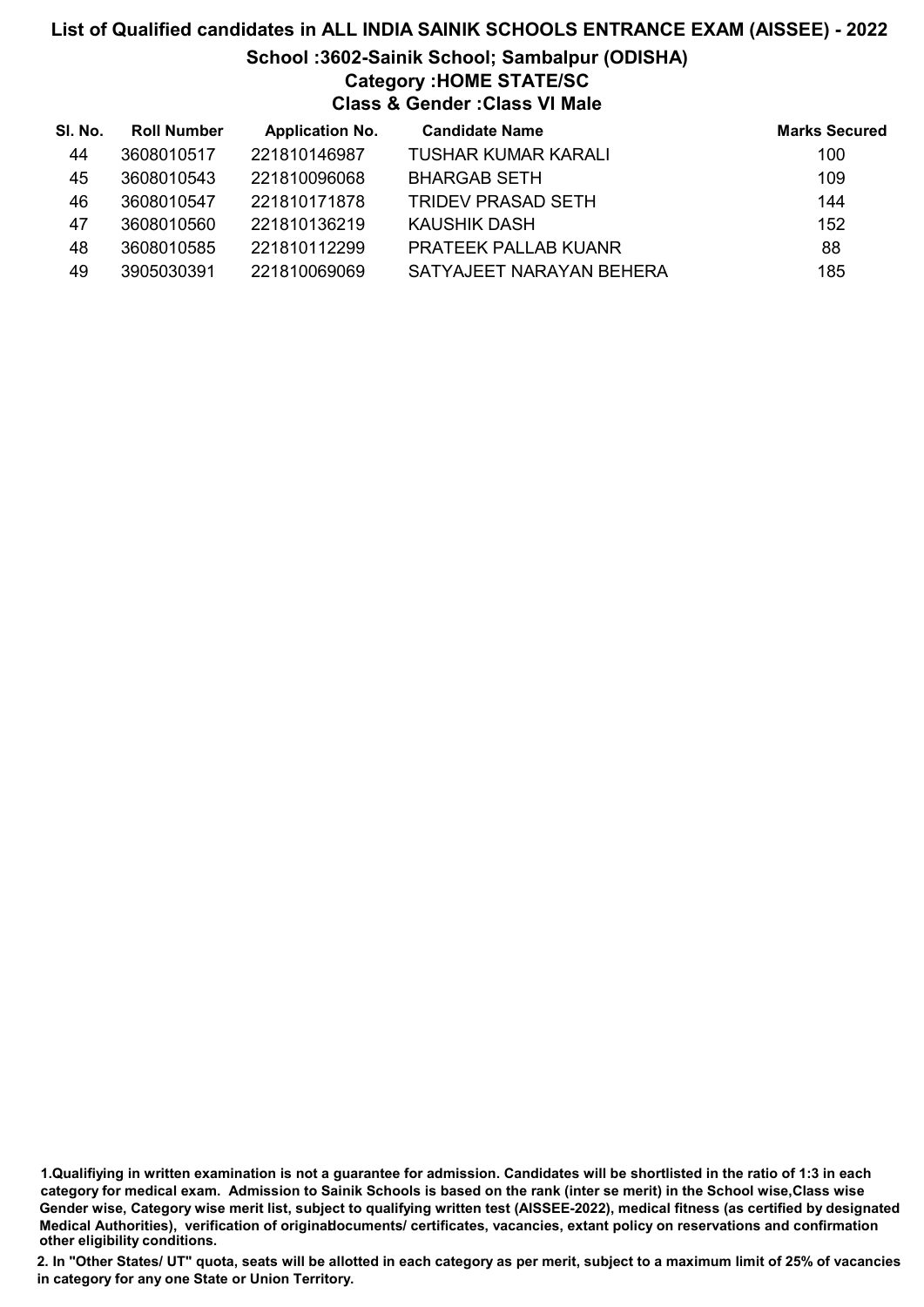# List of Qualified candidates in ALL INDIA SAINIK SCHOOLS ENTRANCE EXAM (AISSEE) - 2022

## School :3602-Sainik School; Sambalpur (ODISHA)

### Category :HOME STATE/SC

### Class & Gender :Class VI Male

| Sl. No. | Roll Number | Application No. | Candidate Name | Marks Secured |
|---|---|---|---|---|
| 44 | 3608010517 | 221810146987 | TUSHAR KUMAR KARALI | 100 |
| 45 | 3608010543 | 221810096068 | BHARGAB SETH | 109 |
| 46 | 3608010547 | 221810171878 | TRIDEV PRASAD SETH | 144 |
| 47 | 3608010560 | 221810136219 | KAUSHIK DASH | 152 |
| 48 | 3608010585 | 221810112299 | PRATEEK PALLAB KUANR | 88 |
| 49 | 3905030391 | 221810069069 | SATYAJEET NARAYAN BEHERA | 185 |

**1.Qualifiying in written examination is not a guarantee for admission. Candidates will be shortlisted in the ratio of 1:3 in each category for medical exam. Admission to Sainik Schools is based on the rank (inter se merit) in the School wise,Class wise Gender wise, Category wise merit list, subject to qualifying written test (AISSEE-2022), medical fitness (as certified by designated Medical Authorities), verification of originaldocuments/ certificates, vacancies, extant policy on reservations and confirmation other eligibility conditions.**

**2. In "Other States/ UT" quota, seats will be allotted in each category as per merit, subject to a maximum limit of 25% of vacancies in category for any one State or Union Territory.**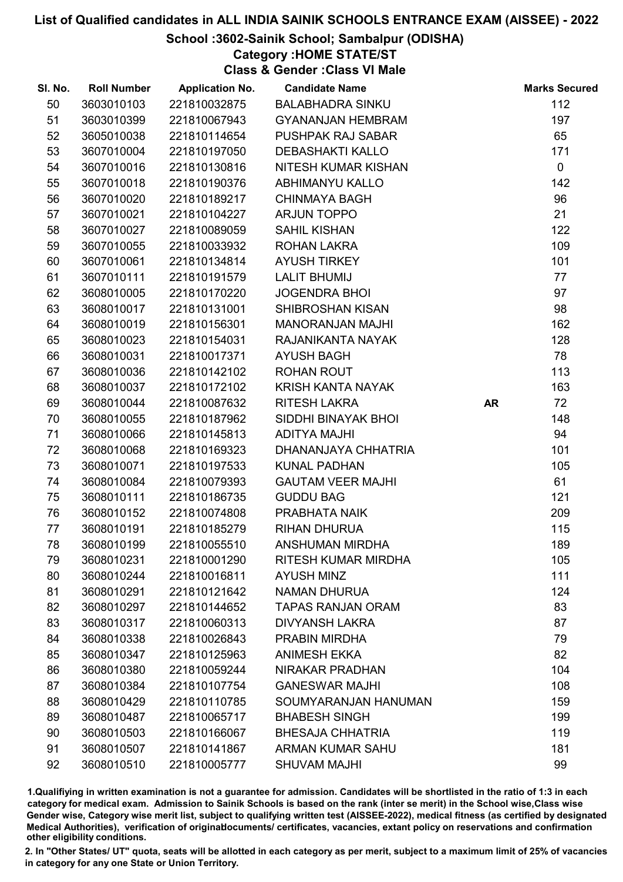# List of Qualified candidates in ALL INDIA SAINIK SCHOOLS ENTRANCE EXAM (AISSEE) - 2022

## School :3602-Sainik School; Sambalpur (ODISHA)

### Category :HOME STATE/ST

### Class & Gender :Class VI Male

| Sl. No. | Roll Number | Application No. | Candidate Name | | Marks Secured |
|---|---|---|---|---|---|
| 50 | 3603010103 | 221810032875 | BALABHADRA SINKU | | 112 |
| 51 | 3603010399 | 221810067943 | GYANANJAN HEMBRAM | | 197 |
| 52 | 3605010038 | 221810114654 | PUSHPAK RAJ SABAR | | 65 |
| 53 | 3607010004 | 221810197050 | DEBASHAKTI KALLO | | 171 |
| 54 | 3607010016 | 221810130816 | NITESH KUMAR KISHAN | | 0 |
| 55 | 3607010018 | 221810190376 | ABHIMANYU KALLO | | 142 |
| 56 | 3607010020 | 221810189217 | CHINMAYA BAGH | | 96 |
| 57 | 3607010021 | 221810104227 | ARJUN TOPPO | | 21 |
| 58 | 3607010027 | 221810089059 | SAHIL KISHAN | | 122 |
| 59 | 3607010055 | 221810033932 | ROHAN LAKRA | | 109 |
| 60 | 3607010061 | 221810134814 | AYUSH TIRKEY | | 101 |
| 61 | 3607010111 | 221810191579 | LALIT BHUMIJ | | 77 |
| 62 | 3608010005 | 221810170220 | JOGENDRA BHOI | | 97 |
| 63 | 3608010017 | 221810131001 | SHIBROSHAN KISAN | | 98 |
| 64 | 3608010019 | 221810156301 | MANORANJAN MAJHI | | 162 |
| 65 | 3608010023 | 221810154031 | RAJANIKANTA NAYAK | | 128 |
| 66 | 3608010031 | 221810017371 | AYUSH BAGH | | 78 |
| 67 | 3608010036 | 221810142102 | ROHAN ROUT | | 113 |
| 68 | 3608010037 | 221810172102 | KRISH KANTA NAYAK | | 163 |
| 69 | 3608010044 | 221810087632 | RITESH LAKRA | AR | 72 |
| 70 | 3608010055 | 221810187962 | SIDDHI BINAYAK BHOI | | 148 |
| 71 | 3608010066 | 221810145813 | ADITYA MAJHI | | 94 |
| 72 | 3608010068 | 221810169323 | DHANANJAYA CHHATRIA | | 101 |
| 73 | 3608010071 | 221810197533 | KUNAL PADHAN | | 105 |
| 74 | 3608010084 | 221810079393 | GAUTAM VEER MAJHI | | 61 |
| 75 | 3608010111 | 221810186735 | GUDDU BAG | | 121 |
| 76 | 3608010152 | 221810074808 | PRABHATA NAIK | | 209 |
| 77 | 3608010191 | 221810185279 | RIHAN DHURUA | | 115 |
| 78 | 3608010199 | 221810055510 | ANSHUMAN MIRDHA | | 189 |
| 79 | 3608010231 | 221810001290 | RITESH KUMAR MIRDHA | | 105 |
| 80 | 3608010244 | 221810016811 | AYUSH MINZ | | 111 |
| 81 | 3608010291 | 221810121642 | NAMAN DHURUA | | 124 |
| 82 | 3608010297 | 221810144652 | TAPAS RANJAN ORAM | | 83 |
| 83 | 3608010317 | 221810060313 | DIVYANSH LAKRA | | 87 |
| 84 | 3608010338 | 221810026843 | PRABIN MIRDHA | | 79 |
| 85 | 3608010347 | 221810125963 | ANIMESH EKKA | | 82 |
| 86 | 3608010380 | 221810059244 | NIRAKAR PRADHAN | | 104 |
| 87 | 3608010384 | 221810107754 | GANESWAR MAJHI | | 108 |
| 88 | 3608010429 | 221810110785 | SOUMYARANJAN HANUMAN | | 159 |
| 89 | 3608010487 | 221810065717 | BHABESH SINGH | | 199 |
| 90 | 3608010503 | 221810166067 | BHESAJA CHHATRIA | | 119 |
| 91 | 3608010507 | 221810141867 | ARMAN KUMAR SAHU | | 181 |
| 92 | 3608010510 | 221810005777 | SHUVAM MAJHI | | 99 |

1.Qualifying in written examination is not a guarantee for admission. Candidates will be shortlisted in the ratio of 1:3 in each category for medical exam. Admission to Sainik Schools is based on the rank (inter se merit) in the School wise,Class wise Gender wise, Category wise merit list, subject to qualifying written test (AISSEE-2022), medical fitness (as certified by designated Medical Authorities), verification of originaldocuments/ certificates, vacancies, extant policy on reservations and confirmation other eligibility conditions.

2. In "Other States/ UT" quota, seats will be allotted in each category as per merit, subject to a maximum limit of 25% of vacancies in category for any one State or Union Territory.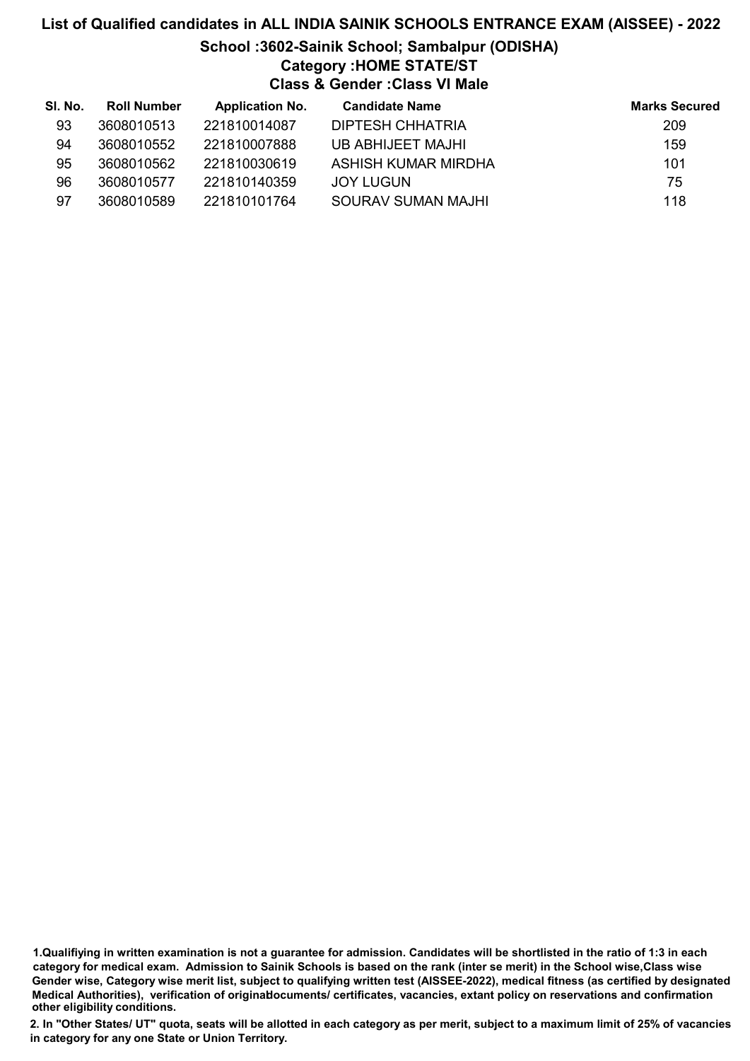# List of Qualified candidates in ALL INDIA SAINIK SCHOOLS ENTRANCE EXAM (AISSEE) - 2022

## School :3602-Sainik School; Sambalpur (ODISHA)

### Category :HOME STATE/ST

### Class & Gender :Class VI Male

| Sl. No. | Roll Number | Application No. | Candidate Name | Marks Secured |
|---|---|---|---|---|
| 93 | 3608010513 | 221810014087 | DIPTESH CHHATRIA | 209 |
| 94 | 3608010552 | 221810007888 | UB ABHIJEET MAJHI | 159 |
| 95 | 3608010562 | 221810030619 | ASHISH KUMAR MIRDHA | 101 |
| 96 | 3608010577 | 221810140359 | JOY LUGUN | 75 |
| 97 | 3608010589 | 221810101764 | SOURAV SUMAN MAJHI | 118 |

**1.Qualifiying in written examination is not a guarantee for admission. Candidates will be shortlisted in the ratio of 1:3 in each category for medical exam. Admission to Sainik Schools is based on the rank (inter se merit) in the School wise,Class wise Gender wise, Category wise merit list, subject to qualifying written test (AISSEE-2022), medical fitness (as certified by designated Medical Authorities), verification of originaldocuments/ certificates, vacancies, extant policy on reservations and confirmation other eligibility conditions.**

**2. In "Other States/ UT" quota, seats will be allotted in each category as per merit, subject to a maximum limit of 25% of vacancies in category for any one State or Union Territory.**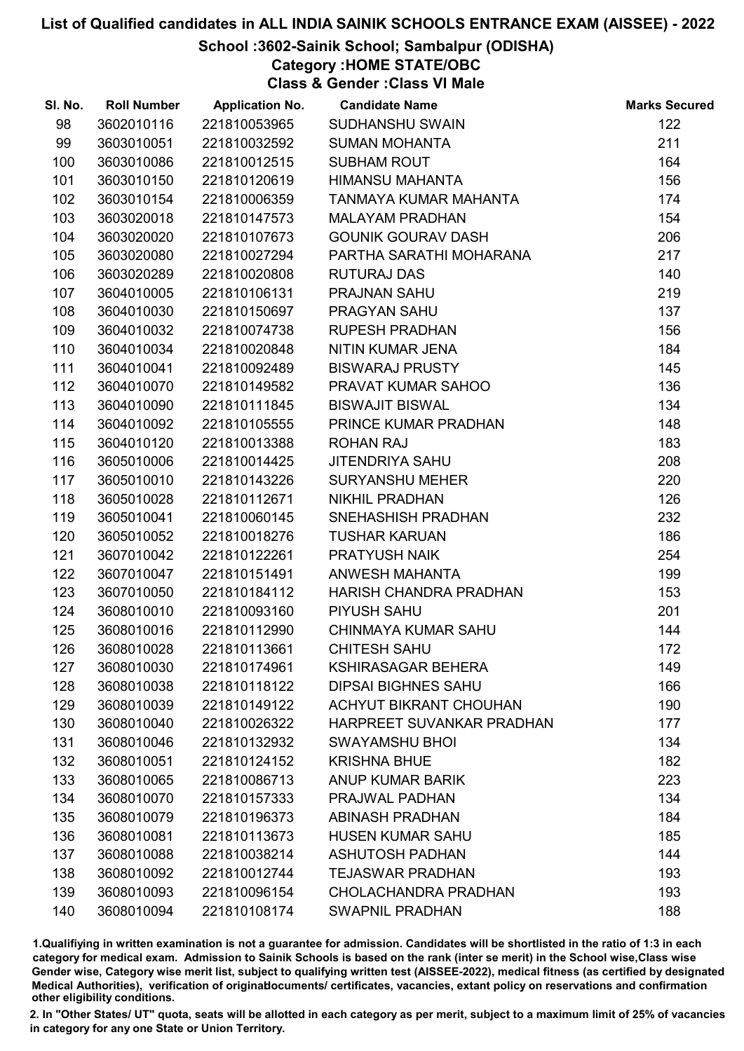# List of Qualified candidates in ALL INDIA SAINIK SCHOOLS ENTRANCE EXAM (AISSEE) - 2022

## School :3602-Sainik School; Sambalpur (ODISHA)

### Category :HOME STATE/OBC

### Class & Gender :Class VI Male

| Sl. No. | Roll Number | Application No. | Candidate Name | Marks Secured |
|---|---|---|---|---|
| 98 | 3602010116 | 221810053965 | SUDHANSHU SWAIN | 122 |
| 99 | 3603010051 | 221810032592 | SUMAN MOHANTA | 211 |
| 100 | 3603010086 | 221810012515 | SUBHAM ROUT | 164 |
| 101 | 3603010150 | 221810120619 | HIMANSU MAHANTA | 156 |
| 102 | 3603010154 | 221810006359 | TANMAYA KUMAR MAHANTA | 174 |
| 103 | 3603020018 | 221810147573 | MALAYAM PRADHAN | 154 |
| 104 | 3603020020 | 221810107673 | GOUNIK GOURAV DASH | 206 |
| 105 | 3603020080 | 221810027294 | PARTHA SARATHI MOHARANA | 217 |
| 106 | 3603020289 | 221810020808 | RUTURAJ DAS | 140 |
| 107 | 3604010005 | 221810106131 | PRAJNAN SAHU | 219 |
| 108 | 3604010030 | 221810150697 | PRAGYAN SAHU | 137 |
| 109 | 3604010032 | 221810074738 | RUPESH PRADHAN | 156 |
| 110 | 3604010034 | 221810020848 | NITIN KUMAR JENA | 184 |
| 111 | 3604010041 | 221810092489 | BISWARAJ PRUSTY | 145 |
| 112 | 3604010070 | 221810149582 | PRAVAT KUMAR SAHOO | 136 |
| 113 | 3604010090 | 221810111845 | BISWAJIT BISWAL | 134 |
| 114 | 3604010092 | 221810105555 | PRINCE KUMAR PRADHAN | 148 |
| 115 | 3604010120 | 221810013388 | ROHAN RAJ | 183 |
| 116 | 3605010006 | 221810014425 | JITENDRIYA SAHU | 208 |
| 117 | 3605010010 | 221810143226 | SURYANSHU MEHER | 220 |
| 118 | 3605010028 | 221810112671 | NIKHIL PRADHAN | 126 |
| 119 | 3605010041 | 221810060145 | SNEHASHISH PRADHAN | 232 |
| 120 | 3605010052 | 221810018276 | TUSHAR KARUAN | 186 |
| 121 | 3607010042 | 221810122261 | PRATYUSH NAIK | 254 |
| 122 | 3607010047 | 221810151491 | ANWESH MAHANTA | 199 |
| 123 | 3607010050 | 221810184112 | HARISH CHANDRA PRADHAN | 153 |
| 124 | 3608010010 | 221810093160 | PIYUSH SAHU | 201 |
| 125 | 3608010016 | 221810112990 | CHINMAYA KUMAR SAHU | 144 |
| 126 | 3608010028 | 221810113661 | CHITESH SAHU | 172 |
| 127 | 3608010030 | 221810174961 | KSHIRASAGAR BEHERA | 149 |
| 128 | 3608010038 | 221810118122 | DIPSAI BIGHNES SAHU | 166 |
| 129 | 3608010039 | 221810149122 | ACHYUT BIKRANT CHOUHAN | 190 |
| 130 | 3608010040 | 221810026322 | HARPREET SUVANKAR PRADHAN | 177 |
| 131 | 3608010046 | 221810132932 | SWAYAMSHU BHOI | 134 |
| 132 | 3608010051 | 221810124152 | KRISHNA BHUE | 182 |
| 133 | 3608010065 | 221810086713 | ANUP KUMAR BARIK | 223 |
| 134 | 3608010070 | 221810157333 | PRAJWAL PADHAN | 134 |
| 135 | 3608010079 | 221810196373 | ABINASH PRADHAN | 184 |
| 136 | 3608010081 | 221810113673 | HUSEN KUMAR SAHU | 185 |
| 137 | 3608010088 | 221810038214 | ASHUTOSH PADHAN | 144 |
| 138 | 3608010092 | 221810012744 | TEJASWAR PRADHAN | 193 |
| 139 | 3608010093 | 221810096154 | CHOLACHANDRA PRADHAN | 193 |
| 140 | 3608010094 | 221810108174 | SWAPNIL PRADHAN | 188 |

1.Qualifying in written examination is not a guarantee for admission. Candidates will be shortlisted in the ratio of 1:3 in each category for medical exam. Admission to Sainik Schools is based on the rank (inter se merit) in the School wise,Class wise Gender wise, Category wise merit list, subject to qualifying written test (AISSEE-2022), medical fitness (as certified by designated Medical Authorities), verification of originaldocuments/ certificates, vacancies, extant policy on reservations and confirmation other eligibility conditions.

2. In "Other States/ UT" quota, seats will be allotted in each category as per merit, subject to a maximum limit of 25% of vacancies in category for any one State or Union Territory.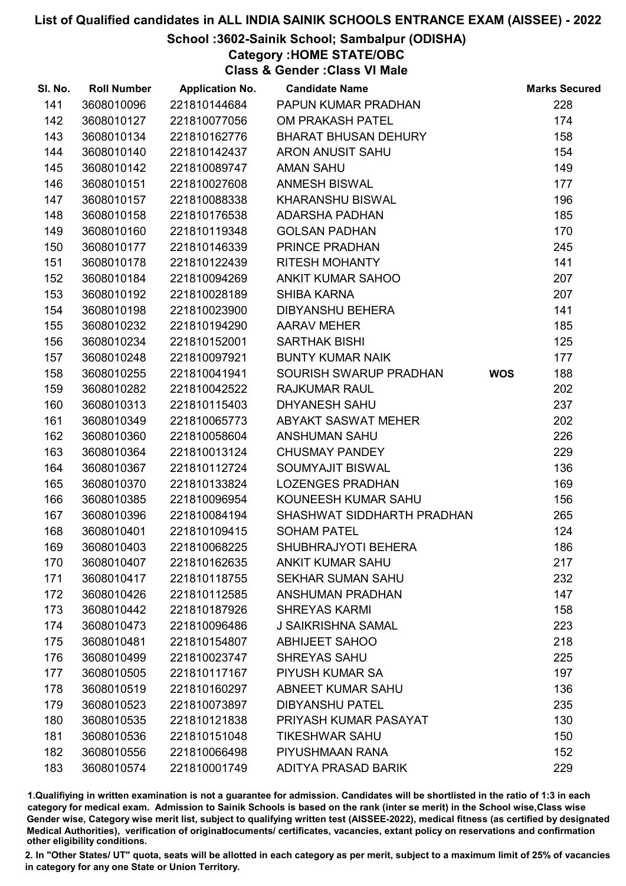# List of Qualified candidates in ALL INDIA SAINIK SCHOOLS ENTRANCE EXAM (AISSEE) - 2022

## School :3602-Sainik School; Sambalpur (ODISHA)

### Category :HOME STATE/OBC

### Class & Gender :Class VI Male

| Sl. No. | Roll Number | Application No. | Candidate Name | | Marks Secured |
|---|---|---|---|---|---|
| 141 | 3608010096 | 221810144684 | PAPUN KUMAR PRADHAN | | 228 |
| 142 | 3608010127 | 221810077056 | OM PRAKASH PATEL | | 174 |
| 143 | 3608010134 | 221810162776 | BHARAT BHUSAN DEHURY | | 158 |
| 144 | 3608010140 | 221810142437 | ARON ANUSIT SAHU | | 154 |
| 145 | 3608010142 | 221810089747 | AMAN SAHU | | 149 |
| 146 | 3608010151 | 221810027608 | ANMESH BISWAL | | 177 |
| 147 | 3608010157 | 221810088338 | KHARANSHU BISWAL | | 196 |
| 148 | 3608010158 | 221810176538 | ADARSHA PADHAN | | 185 |
| 149 | 3608010160 | 221810119348 | GOLSAN PADHAN | | 170 |
| 150 | 3608010177 | 221810146339 | PRINCE PRADHAN | | 245 |
| 151 | 3608010178 | 221810122439 | RITESH MOHANTY | | 141 |
| 152 | 3608010184 | 221810094269 | ANKIT KUMAR SAHOO | | 207 |
| 153 | 3608010192 | 221810028189 | SHIBA KARNA | | 207 |
| 154 | 3608010198 | 221810023900 | DIBYANSHU BEHERA | | 141 |
| 155 | 3608010232 | 221810194290 | AARAV MEHER | | 185 |
| 156 | 3608010234 | 221810152001 | SARTHAK BISHI | | 125 |
| 157 | 3608010248 | 221810097921 | BUNTY KUMAR NAIK | | 177 |
| 158 | 3608010255 | 221810041941 | SOURISH SWARUP PRADHAN | **WOS** | 188 |
| 159 | 3608010282 | 221810042522 | RAJKUMAR RAUL | | 202 |
| 160 | 3608010313 | 221810115403 | DHYANESH SAHU | | 237 |
| 161 | 3608010349 | 221810065773 | ABYAKT SASWAT MEHER | | 202 |
| 162 | 3608010360 | 221810058604 | ANSHUMAN SAHU | | 226 |
| 163 | 3608010364 | 221810013124 | CHUSMAY PANDEY | | 229 |
| 164 | 3608010367 | 221810112724 | SOUMYAJIT BISWAL | | 136 |
| 165 | 3608010370 | 221810133824 | LOZENGES PRADHAN | | 169 |
| 166 | 3608010385 | 221810096954 | KOUNEESH KUMAR SAHU | | 156 |
| 167 | 3608010396 | 221810084194 | SHASHWAT SIDDHARTH PRADHAN | | 265 |
| 168 | 3608010401 | 221810109415 | SOHAM PATEL | | 124 |
| 169 | 3608010403 | 221810068225 | SHUBHRAJYOTI BEHERA | | 186 |
| 170 | 3608010407 | 221810162635 | ANKIT KUMAR SAHU | | 217 |
| 171 | 3608010417 | 221810118755 | SEKHAR SUMAN SAHU | | 232 |
| 172 | 3608010426 | 221810112585 | ANSHUMAN PRADHAN | | 147 |
| 173 | 3608010442 | 221810187926 | SHREYAS KARMI | | 158 |
| 174 | 3608010473 | 221810096486 | J SAIKRISHNA SAMAL | | 223 |
| 175 | 3608010481 | 221810154807 | ABHIJEET SAHOO | | 218 |
| 176 | 3608010499 | 221810023747 | SHREYAS SAHU | | 225 |
| 177 | 3608010505 | 221810117167 | PIYUSH KUMAR SA | | 197 |
| 178 | 3608010519 | 221810160297 | ABNEET KUMAR SAHU | | 136 |
| 179 | 3608010523 | 221810073897 | DIBYANSHU PATEL | | 235 |
| 180 | 3608010535 | 221810121838 | PRIYASH KUMAR PASAYAT | | 130 |
| 181 | 3608010536 | 221810151048 | TIKESHWAR SAHU | | 150 |
| 182 | 3608010556 | 221810066498 | PIYUSHMAAN RANA | | 152 |
| 183 | 3608010574 | 221810001749 | ADITYA PRASAD BARIK | | 229 |

1.Qualifiying in written examination is not a guarantee for admission. Candidates will be shortlisted in the ratio of 1:3 in each category for medical exam. Admission to Sainik Schools is based on the rank (inter se merit) in the School wise,Class wise Gender wise, Category wise merit list, subject to qualifying written test (AISSEE-2022), medical fitness (as certified by designated Medical Authorities), verification of originaldocuments/ certificates, vacancies, extant policy on reservations and confirmation other eligibility conditions.

2. In "Other States/ UT" quota, seats will be allotted in each category as per merit, subject to a maximum limit of 25% of vacancies in category for any one State or Union Territory.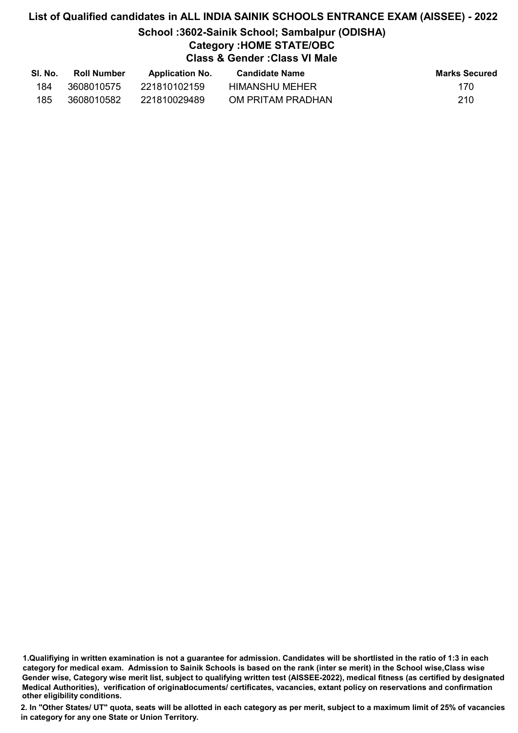# List of Qualified candidates in ALL INDIA SAINIK SCHOOLS ENTRANCE EXAM (AISSEE) - 2022

## School :3602-Sainik School; Sambalpur (ODISHA)

### Category :HOME STATE/OBC

### Class & Gender :Class VI Male

| Sl. No. | Roll Number | Application No. | Candidate Name | Marks Secured |
|---|---|---|---|---|
| 184 | 3608010575 | 221810102159 | HIMANSHU MEHER | 170 |
| 185 | 3608010582 | 221810029489 | OM PRITAM PRADHAN | 210 |

**1.Qualifiying in written examination is not a guarantee for admission. Candidates will be shortlisted in the ratio of 1:3 in each category for medical exam. Admission to Sainik Schools is based on the rank (inter se merit) in the School wise,Class wise Gender wise, Category wise merit list, subject to qualifying written test (AISSEE-2022), medical fitness (as certified by designated Medical Authorities), verification of originaldocuments/ certificates, vacancies, extant policy on reservations and confirmation other eligibility conditions.**

**2. In "Other States/ UT" quota, seats will be allotted in each category as per merit, subject to a maximum limit of 25% of vacancies in category for any one State or Union Territory.**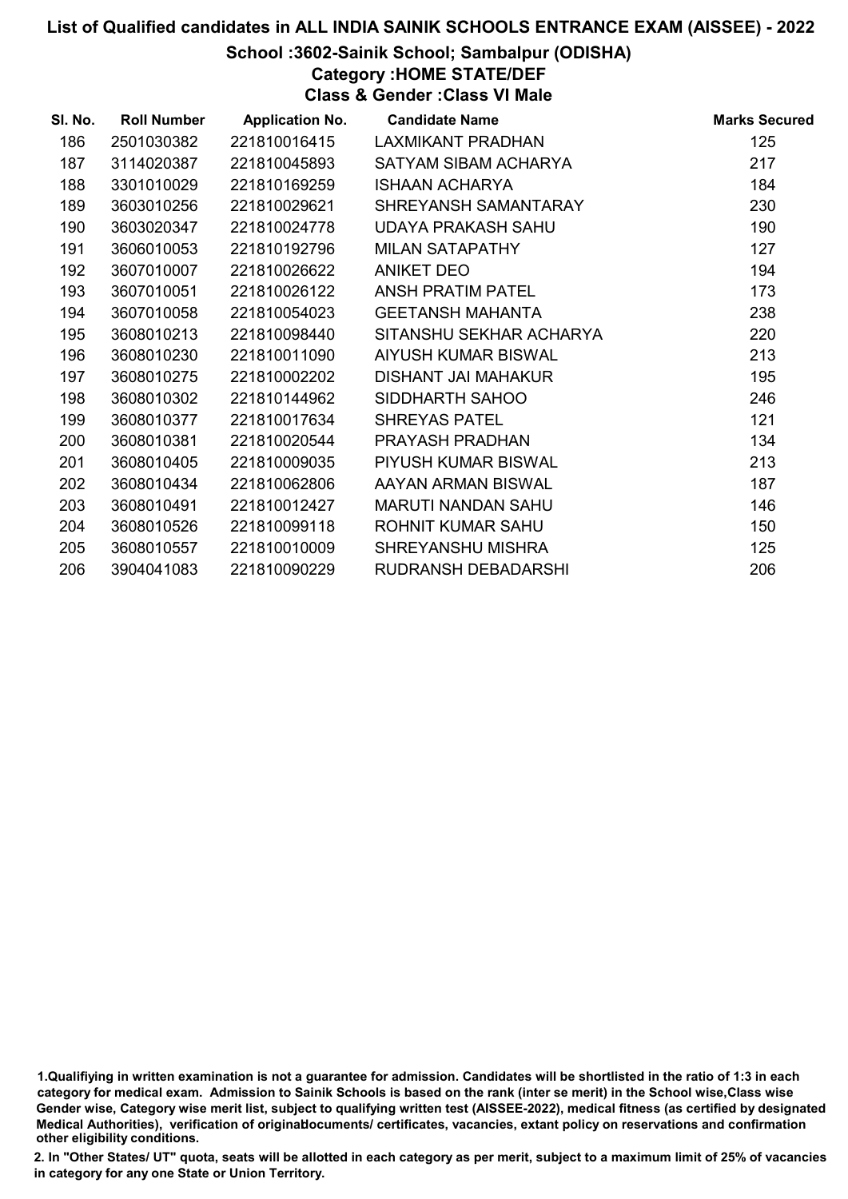# List of Qualified candidates in ALL INDIA SAINIK SCHOOLS ENTRANCE EXAM (AISSEE) - 2022

## School :3602-Sainik School; Sambalpur (ODISHA)

### Category :HOME STATE/DEF

### Class & Gender :Class VI Male

| Sl. No. | Roll Number | Application No. | Candidate Name | Marks Secured |
|---|---|---|---|---|
| 186 | 2501030382 | 221810016415 | LAXMIKANT PRADHAN | 125 |
| 187 | 3114020387 | 221810045893 | SATYAM SIBAM ACHARYA | 217 |
| 188 | 3301010029 | 221810169259 | ISHAAN ACHARYA | 184 |
| 189 | 3603010256 | 221810029621 | SHREYANSH SAMANTARAY | 230 |
| 190 | 3603020347 | 221810024778 | UDAYA PRAKASH SAHU | 190 |
| 191 | 3606010053 | 221810192796 | MILAN SATAPATHY | 127 |
| 192 | 3607010007 | 221810026622 | ANIKET DEO | 194 |
| 193 | 3607010051 | 221810026122 | ANSH PRATIM PATEL | 173 |
| 194 | 3607010058 | 221810054023 | GEETANSH MAHANTA | 238 |
| 195 | 3608010213 | 221810098440 | SITANSHU SEKHAR ACHARYA | 220 |
| 196 | 3608010230 | 221810011090 | AIYUSH KUMAR BISWAL | 213 |
| 197 | 3608010275 | 221810002202 | DISHANT JAI MAHAKUR | 195 |
| 198 | 3608010302 | 221810144962 | SIDDHARTH SAHOO | 246 |
| 199 | 3608010377 | 221810017634 | SHREYAS PATEL | 121 |
| 200 | 3608010381 | 221810020544 | PRAYASH PRADHAN | 134 |
| 201 | 3608010405 | 221810009035 | PIYUSH KUMAR BISWAL | 213 |
| 202 | 3608010434 | 221810062806 | AAYAN ARMAN BISWAL | 187 |
| 203 | 3608010491 | 221810012427 | MARUTI NANDAN SAHU | 146 |
| 204 | 3608010526 | 221810099118 | ROHNIT KUMAR SAHU | 150 |
| 205 | 3608010557 | 221810010009 | SHREYANSHU MISHRA | 125 |
| 206 | 3904041083 | 221810090229 | RUDRANSH DEBADARSHI | 206 |

1.Qualifiying in written examination is not a guarantee for admission. Candidates will be shortlisted in the ratio of 1:3 in each category for medical exam. Admission to Sainik Schools is based on the rank (inter se merit) in the School wise,Class wise Gender wise, Category wise merit list, subject to qualifying written test (AISSEE-2022), medical fitness (as certified by designated Medical Authorities), verification of originaldocuments/ certificates, vacancies, extant policy on reservations and confirmation other eligibility conditions.

2. In "Other States/ UT" quota, seats will be allotted in each category as per merit, subject to a maximum limit of 25% of vacancies in category for any one State or Union Territory.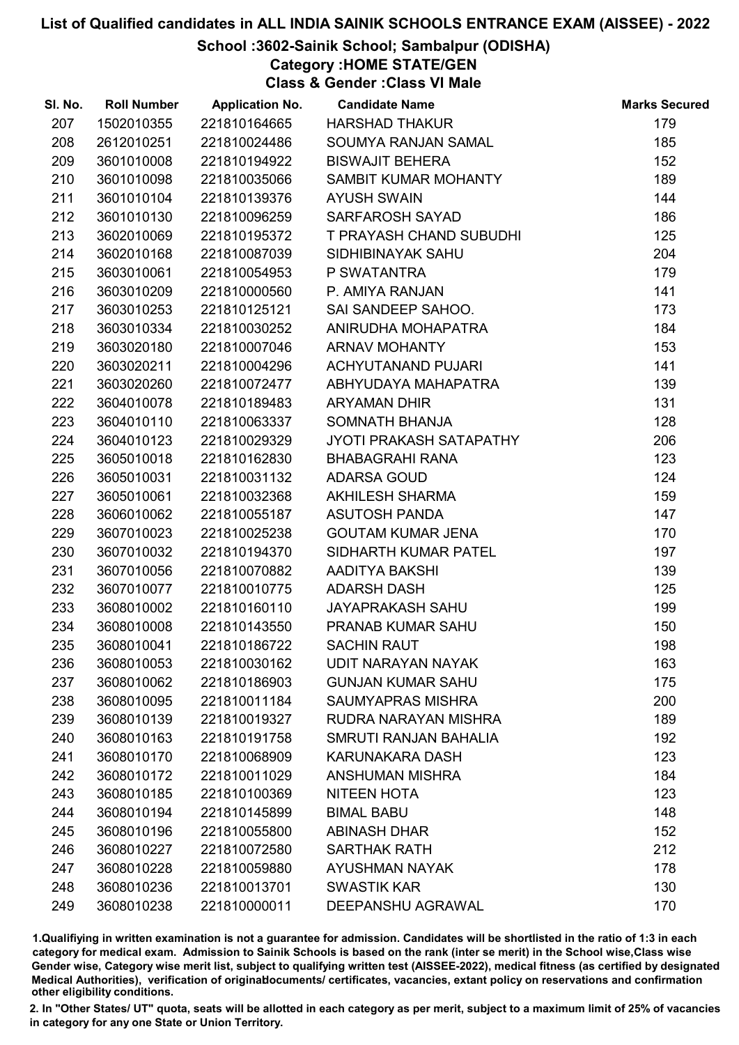# List of Qualified candidates in ALL INDIA SAINIK SCHOOLS ENTRANCE EXAM (AISSEE) - 2022

## School :3602-Sainik School; Sambalpur (ODISHA)

### Category :HOME STATE/GEN

### Class & Gender :Class VI Male

| Sl. No. | Roll Number | Application No. | Candidate Name | Marks Secured |
|---|---|---|---|---|
| 207 | 1502010355 | 221810164665 | HARSHAD THAKUR | 179 |
| 208 | 2612010251 | 221810024486 | SOUMYA RANJAN SAMAL | 185 |
| 209 | 3601010008 | 221810194922 | BISWAJIT BEHERA | 152 |
| 210 | 3601010098 | 221810035066 | SAMBIT KUMAR MOHANTY | 189 |
| 211 | 3601010104 | 221810139376 | AYUSH SWAIN | 144 |
| 212 | 3601010130 | 221810096259 | SARFAROSH SAYAD | 186 |
| 213 | 3602010069 | 221810195372 | T PRAYASH CHAND SUBUDHI | 125 |
| 214 | 3602010168 | 221810087039 | SIDHIBINAYAK SAHU | 204 |
| 215 | 3603010061 | 221810054953 | P SWATANTRA | 179 |
| 216 | 3603010209 | 221810000560 | P. AMIYA RANJAN | 141 |
| 217 | 3603010253 | 221810125121 | SAI SANDEEP SAHOO. | 173 |
| 218 | 3603010334 | 221810030252 | ANIRUDHA MOHAPATRA | 184 |
| 219 | 3603020180 | 221810007046 | ARNAV MOHANTY | 153 |
| 220 | 3603020211 | 221810004296 | ACHYUTANAND PUJARI | 141 |
| 221 | 3603020260 | 221810072477 | ABHYUDAYA MAHAPATRA | 139 |
| 222 | 3604010078 | 221810189483 | ARYAMAN DHIR | 131 |
| 223 | 3604010110 | 221810063337 | SOMNATH BHANJA | 128 |
| 224 | 3604010123 | 221810029329 | JYOTI PRAKASH SATAPATHY | 206 |
| 225 | 3605010018 | 221810162830 | BHABAGRAHI RANA | 123 |
| 226 | 3605010031 | 221810031132 | ADARSA GOUD | 124 |
| 227 | 3605010061 | 221810032368 | AKHILESH SHARMA | 159 |
| 228 | 3606010062 | 221810055187 | ASUTOSH PANDA | 147 |
| 229 | 3607010023 | 221810025238 | GOUTAM KUMAR JENA | 170 |
| 230 | 3607010032 | 221810194370 | SIDHARTH KUMAR PATEL | 197 |
| 231 | 3607010056 | 221810070882 | AADITYA BAKSHI | 139 |
| 232 | 3607010077 | 221810010775 | ADARSH DASH | 125 |
| 233 | 3608010002 | 221810160110 | JAYAPRAKASH SAHU | 199 |
| 234 | 3608010008 | 221810143550 | PRANAB KUMAR SAHU | 150 |
| 235 | 3608010041 | 221810186722 | SACHIN RAUT | 198 |
| 236 | 3608010053 | 221810030162 | UDIT NARAYAN NAYAK | 163 |
| 237 | 3608010062 | 221810186903 | GUNJAN KUMAR SAHU | 175 |
| 238 | 3608010095 | 221810011184 | SAUMYAPRAS MISHRA | 200 |
| 239 | 3608010139 | 221810019327 | RUDRA NARAYAN MISHRA | 189 |
| 240 | 3608010163 | 221810191758 | SMRUTI RANJAN BAHALIA | 192 |
| 241 | 3608010170 | 221810068909 | KARUNAKARA DASH | 123 |
| 242 | 3608010172 | 221810011029 | ANSHUMAN MISHRA | 184 |
| 243 | 3608010185 | 221810100369 | NITEEN HOTA | 123 |
| 244 | 3608010194 | 221810145899 | BIMAL BABU | 148 |
| 245 | 3608010196 | 221810055800 | ABINASH DHAR | 152 |
| 246 | 3608010227 | 221810072580 | SARTHAK RATH | 212 |
| 247 | 3608010228 | 221810059880 | AYUSHMAN NAYAK | 178 |
| 248 | 3608010236 | 221810013701 | SWASTIK KAR | 130 |
| 249 | 3608010238 | 221810000011 | DEEPANSHU AGRAWAL | 170 |

1.Qualifiying in written examination is not a guarantee for admission. Candidates will be shortlisted in the ratio of 1:3 in each category for medical exam. Admission to Sainik Schools is based on the rank (inter se merit) in the School wise,Class wise Gender wise, Category wise merit list, subject to qualifying written test (AISSEE-2022), medical fitness (as certified by designated Medical Authorities), verification of originaldocuments/ certificates, vacancies, extant policy on reservations and confirmation other eligibility conditions.

2. In "Other States/ UT" quota, seats will be allotted in each category as per merit, subject to a maximum limit of 25% of vacancies in category for any one State or Union Territory.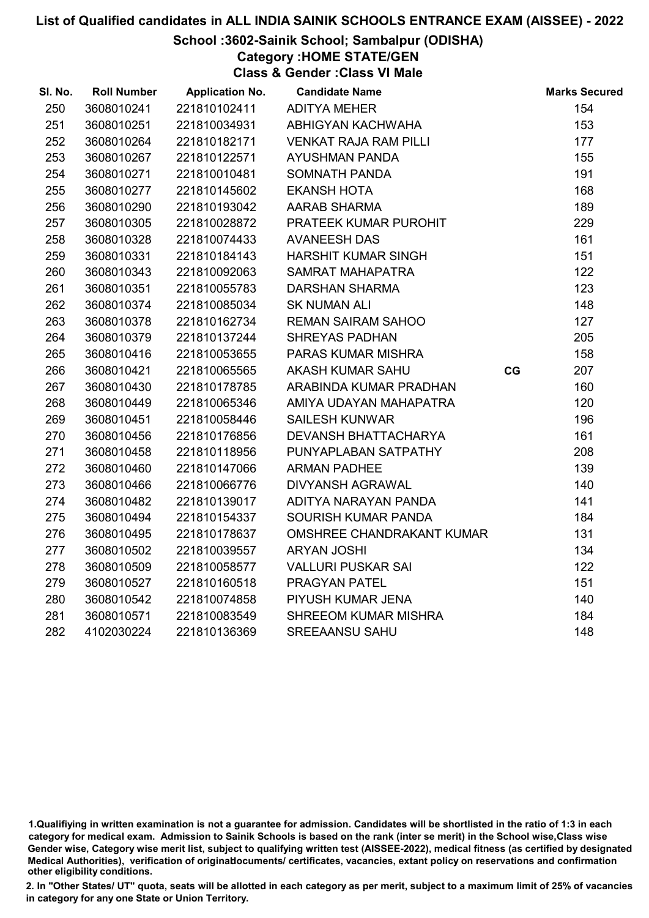# List of Qualified candidates in ALL INDIA SAINIK SCHOOLS ENTRANCE EXAM (AISSEE) - 2022

## School :3602-Sainik School; Sambalpur (ODISHA)

### Category :HOME STATE/GEN

### Class & Gender :Class VI Male

| Sl. No. | Roll Number | Application No. | Candidate Name | | Marks Secured |
|---|---|---|---|---|---|
| 250 | 3608010241 | 221810102411 | ADITYA MEHER | | 154 |
| 251 | 3608010251 | 221810034931 | ABHIGYAN KACHWAHA | | 153 |
| 252 | 3608010264 | 221810182171 | VENKAT RAJA RAM PILLI | | 177 |
| 253 | 3608010267 | 221810122571 | AYUSHMAN PANDA | | 155 |
| 254 | 3608010271 | 221810010481 | SOMNATH PANDA | | 191 |
| 255 | 3608010277 | 221810145602 | EKANSH HOTA | | 168 |
| 256 | 3608010290 | 221810193042 | AARAB SHARMA | | 189 |
| 257 | 3608010305 | 221810028872 | PRATEEK KUMAR PUROHIT | | 229 |
| 258 | 3608010328 | 221810074433 | AVANEESH DAS | | 161 |
| 259 | 3608010331 | 221810184143 | HARSHIT KUMAR SINGH | | 151 |
| 260 | 3608010343 | 221810092063 | SAMRAT MAHAPATRA | | 122 |
| 261 | 3608010351 | 221810055783 | DARSHAN SHARMA | | 123 |
| 262 | 3608010374 | 221810085034 | SK NUMAN ALI | | 148 |
| 263 | 3608010378 | 221810162734 | REMAN SAIRAM SAHOO | | 127 |
| 264 | 3608010379 | 221810137244 | SHREYAS PADHAN | | 205 |
| 265 | 3608010416 | 221810053655 | PARAS KUMAR MISHRA | | 158 |
| 266 | 3608010421 | 221810065565 | AKASH KUMAR SAHU | CG | 207 |
| 267 | 3608010430 | 221810178785 | ARABINDA KUMAR PRADHAN | | 160 |
| 268 | 3608010449 | 221810065346 | AMIYA UDAYAN MAHAPATRA | | 120 |
| 269 | 3608010451 | 221810058446 | SAILESH KUNWAR | | 196 |
| 270 | 3608010456 | 221810176856 | DEVANSH BHATTACHARYA | | 161 |
| 271 | 3608010458 | 221810118956 | PUNYAPLABAN SATPATHY | | 208 |
| 272 | 3608010460 | 221810147066 | ARMAN PADHEE | | 139 |
| 273 | 3608010466 | 221810066776 | DIVYANSH AGRAWAL | | 140 |
| 274 | 3608010482 | 221810139017 | ADITYA NARAYAN PANDA | | 141 |
| 275 | 3608010494 | 221810154337 | SOURISH KUMAR PANDA | | 184 |
| 276 | 3608010495 | 221810178637 | OMSHREE CHANDRAKANT KUMAR | | 131 |
| 277 | 3608010502 | 221810039557 | ARYAN JOSHI | | 134 |
| 278 | 3608010509 | 221810058577 | VALLURI PUSKAR SAI | | 122 |
| 279 | 3608010527 | 221810160518 | PRAGYAN PATEL | | 151 |
| 280 | 3608010542 | 221810074858 | PIYUSH KUMAR JENA | | 140 |
| 281 | 3608010571 | 221810083549 | SHREEOM KUMAR MISHRA | | 184 |
| 282 | 4102030224 | 221810136369 | SREEAANSU SAHU | | 148 |

1.Qualifiying in written examination is not a guarantee for admission. Candidates will be shortlisted in the ratio of 1:3 in each category for medical exam. Admission to Sainik Schools is based on the rank (inter se merit) in the School wise,Class wise Gender wise, Category wise merit list, subject to qualifying written test (AISSEE-2022), medical fitness (as certified by designated Medical Authorities), verification of originaldocuments/ certificates, vacancies, extant policy on reservations and confirmation other eligibility conditions.

2. In "Other States/ UT" quota, seats will be allotted in each category as per merit, subject to a maximum limit of 25% of vacancies in category for any one State or Union Territory.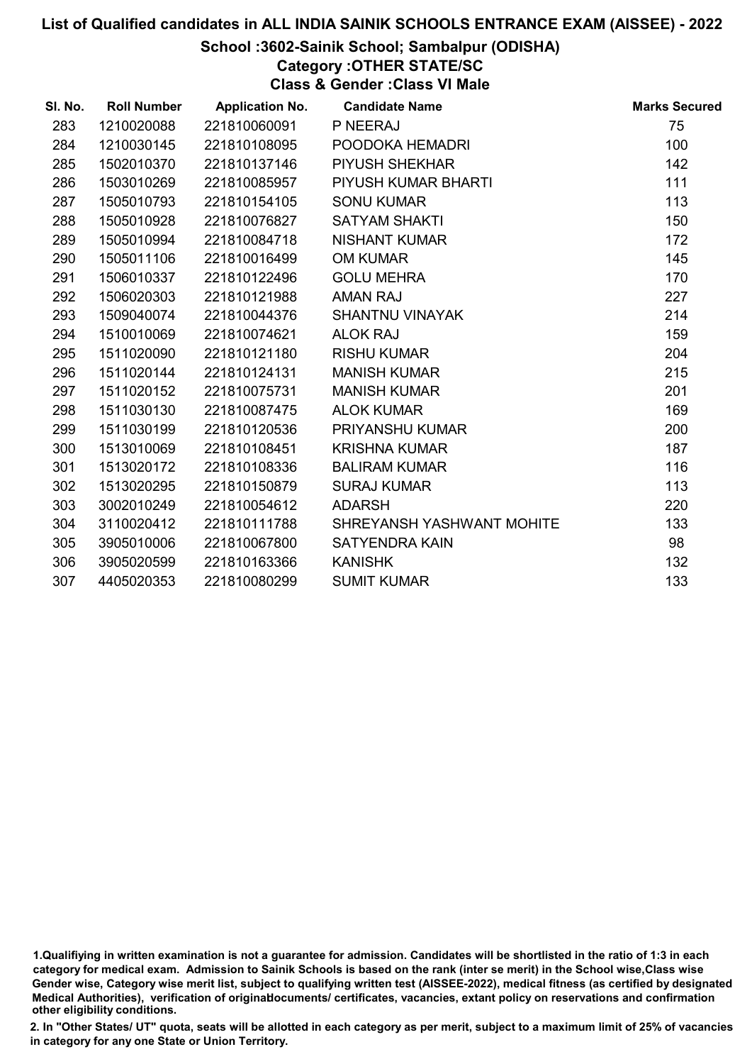# List of Qualified candidates in ALL INDIA SAINIK SCHOOLS ENTRANCE EXAM (AISSEE) - 2022

## School :3602-Sainik School; Sambalpur (ODISHA)

### Category :OTHER STATE/SC

### Class & Gender :Class VI Male

| Sl. No. | Roll Number | Application No. | Candidate Name | Marks Secured |
|---|---|---|---|---|
| 283 | 1210020088 | 221810060091 | P NEERAJ | 75 |
| 284 | 1210030145 | 221810108095 | POODOKA HEMADRI | 100 |
| 285 | 1502010370 | 221810137146 | PIYUSH SHEKHAR | 142 |
| 286 | 1503010269 | 221810085957 | PIYUSH KUMAR BHARTI | 111 |
| 287 | 1505010793 | 221810154105 | SONU KUMAR | 113 |
| 288 | 1505010928 | 221810076827 | SATYAM SHAKTI | 150 |
| 289 | 1505010994 | 221810084718 | NISHANT KUMAR | 172 |
| 290 | 1505011106 | 221810016499 | OM KUMAR | 145 |
| 291 | 1506010337 | 221810122496 | GOLU MEHRA | 170 |
| 292 | 1506020303 | 221810121988 | AMAN RAJ | 227 |
| 293 | 1509040074 | 221810044376 | SHANTNU VINAYAK | 214 |
| 294 | 1510010069 | 221810074621 | ALOK RAJ | 159 |
| 295 | 1511020090 | 221810121180 | RISHU KUMAR | 204 |
| 296 | 1511020144 | 221810124131 | MANISH KUMAR | 215 |
| 297 | 1511020152 | 221810075731 | MANISH KUMAR | 201 |
| 298 | 1511030130 | 221810087475 | ALOK KUMAR | 169 |
| 299 | 1511030199 | 221810120536 | PRIYANSHU KUMAR | 200 |
| 300 | 1513010069 | 221810108451 | KRISHNA KUMAR | 187 |
| 301 | 1513020172 | 221810108336 | BALIRAM KUMAR | 116 |
| 302 | 1513020295 | 221810150879 | SURAJ KUMAR | 113 |
| 303 | 3002010249 | 221810054612 | ADARSH | 220 |
| 304 | 3110020412 | 221810111788 | SHREYANSH YASHWANT MOHITE | 133 |
| 305 | 3905010006 | 221810067800 | SATYENDRA KAIN | 98 |
| 306 | 3905020599 | 221810163366 | KANISHK | 132 |
| 307 | 4405020353 | 221810080299 | SUMIT KUMAR | 133 |

1.Qualifiying in written examination is not a guarantee for admission. Candidates will be shortlisted in the ratio of 1:3 in each category for medical exam. Admission to Sainik Schools is based on the rank (inter se merit) in the School wise,Class wise Gender wise, Category wise merit list, subject to qualifying written test (AISSEE-2022), medical fitness (as certified by designated Medical Authorities), verification of originaldocuments/ certificates, vacancies, extant policy on reservations and confirmation other eligibility conditions.

2. In "Other States/ UT" quota, seats will be allotted in each category as per merit, subject to a maximum limit of 25% of vacancies in category for any one State or Union Territory.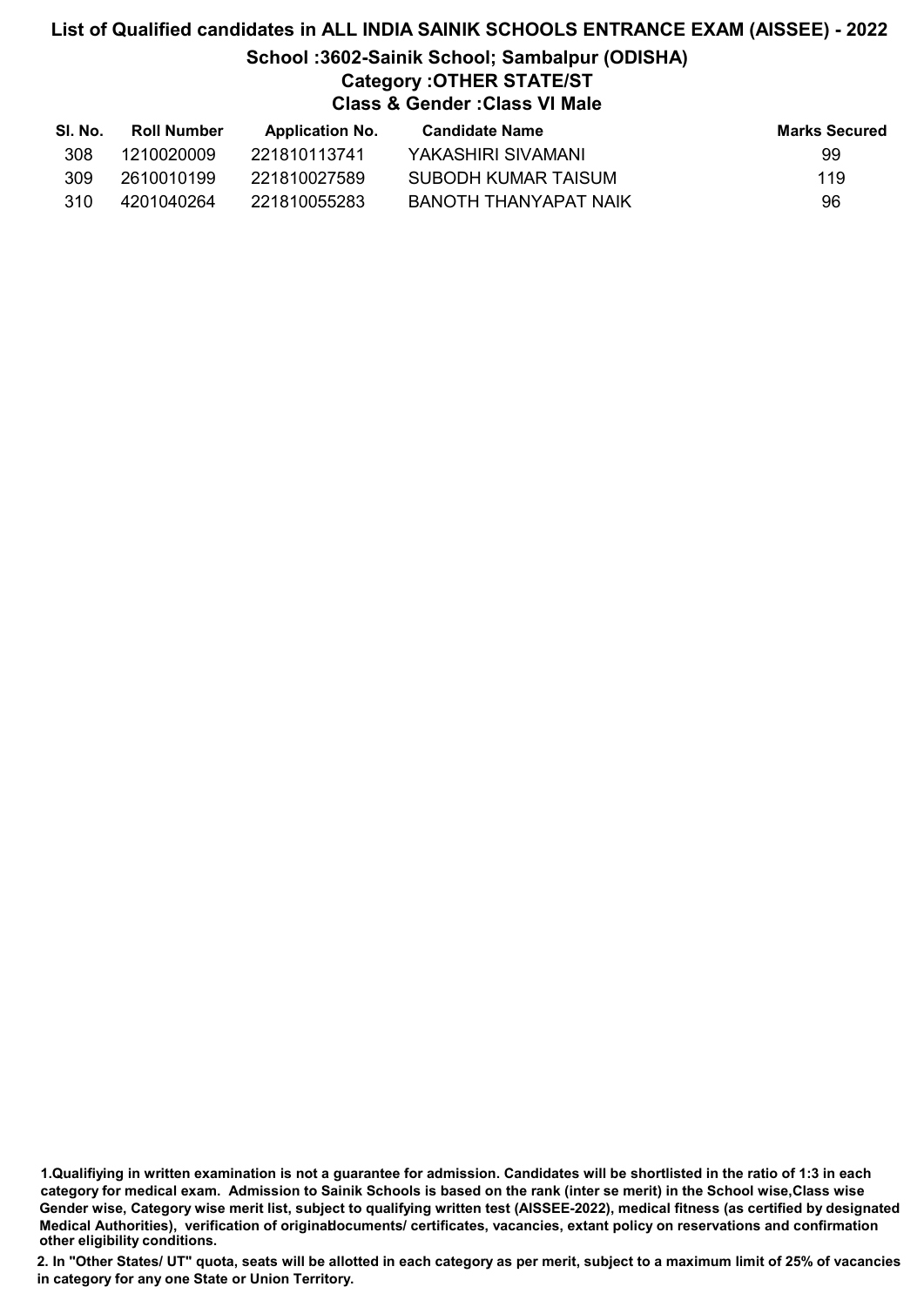# List of Qualified candidates in ALL INDIA SAINIK SCHOOLS ENTRANCE EXAM (AISSEE) - 2022

## School :3602-Sainik School; Sambalpur (ODISHA)

### Category :OTHER STATE/ST

### Class & Gender :Class VI Male

| Sl. No. | Roll Number | Application No. | Candidate Name | Marks Secured |
|---|---|---|---|---|
| 308 | 1210020009 | 221810113741 | YAKASHIRI SIVAMANI | 99 |
| 309 | 2610010199 | 221810027589 | SUBODH KUMAR TAISUM | 119 |
| 310 | 4201040264 | 221810055283 | BANOTH THANYAPAT NAIK | 96 |

**1.Qualifiying in written examination is not a guarantee for admission. Candidates will be shortlisted in the ratio of 1:3 in each category for medical exam. Admission to Sainik Schools is based on the rank (inter se merit) in the School wise,Class wise Gender wise, Category wise merit list, subject to qualifying written test (AISSEE-2022), medical fitness (as certified by designated Medical Authorities), verification of originaldocuments/ certificates, vacancies, extant policy on reservations and confirmation other eligibility conditions.**

**2. In "Other States/ UT" quota, seats will be allotted in each category as per merit, subject to a maximum limit of 25% of vacancies in category for any one State or Union Territory.**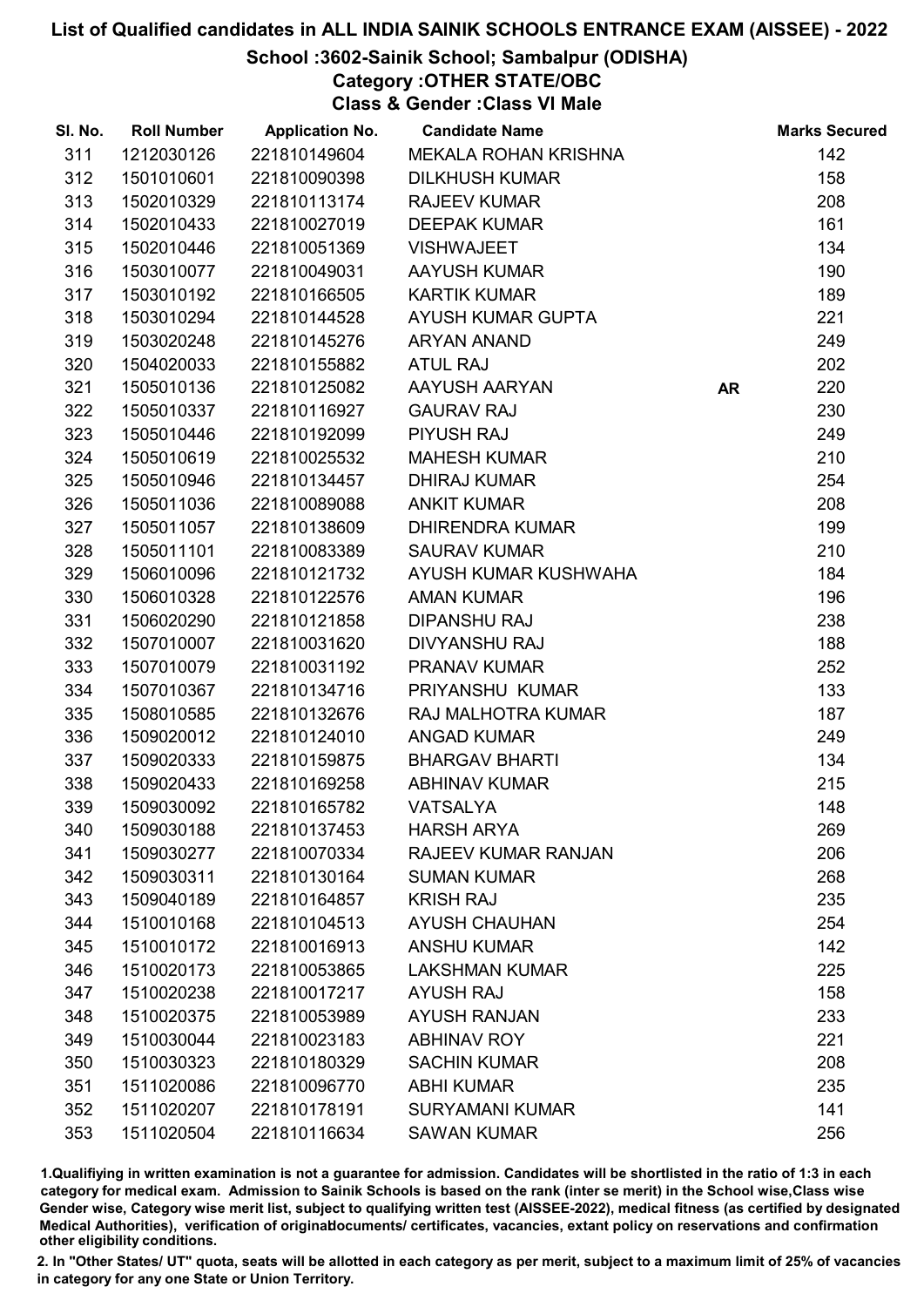# List of Qualified candidates in ALL INDIA SAINIK SCHOOLS ENTRANCE EXAM (AISSEE) - 2022

## School :3602-Sainik School; Sambalpur (ODISHA)

### Category :OTHER STATE/OBC

### Class & Gender :Class VI Male

| Sl. No. | Roll Number | Application No. | Candidate Name | | Marks Secured |
|---|---|---|---|---|---|
| 311 | 1212030126 | 221810149604 | MEKALA ROHAN KRISHNA | | 142 |
| 312 | 1501010601 | 221810090398 | DILKHUSH KUMAR | | 158 |
| 313 | 1502010329 | 221810113174 | RAJEEV KUMAR | | 208 |
| 314 | 1502010433 | 221810027019 | DEEPAK KUMAR | | 161 |
| 315 | 1502010446 | 221810051369 | VISHWAJEET | | 134 |
| 316 | 1503010077 | 221810049031 | AAYUSH KUMAR | | 190 |
| 317 | 1503010192 | 221810166505 | KARTIK KUMAR | | 189 |
| 318 | 1503010294 | 221810144528 | AYUSH KUMAR GUPTA | | 221 |
| 319 | 1503020248 | 221810145276 | ARYAN ANAND | | 249 |
| 320 | 1504020033 | 221810155882 | ATUL RAJ | | 202 |
| 321 | 1505010136 | 221810125082 | AAYUSH AARYAN | AR | 220 |
| 322 | 1505010337 | 221810116927 | GAURAV RAJ | | 230 |
| 323 | 1505010446 | 221810192099 | PIYUSH RAJ | | 249 |
| 324 | 1505010619 | 221810025532 | MAHESH KUMAR | | 210 |
| 325 | 1505010946 | 221810134457 | DHIRAJ KUMAR | | 254 |
| 326 | 1505011036 | 221810089088 | ANKIT KUMAR | | 208 |
| 327 | 1505011057 | 221810138609 | DHIRENDRA KUMAR | | 199 |
| 328 | 1505011101 | 221810083389 | SAURAV KUMAR | | 210 |
| 329 | 1506010096 | 221810121732 | AYUSH KUMAR KUSHWAHA | | 184 |
| 330 | 1506010328 | 221810122576 | AMAN KUMAR | | 196 |
| 331 | 1506020290 | 221810121858 | DIPANSHU RAJ | | 238 |
| 332 | 1507010007 | 221810031620 | DIVYANSHU RAJ | | 188 |
| 333 | 1507010079 | 221810031192 | PRANAV KUMAR | | 252 |
| 334 | 1507010367 | 221810134716 | PRIYANSHU KUMAR | | 133 |
| 335 | 1508010585 | 221810132676 | RAJ MALHOTRA KUMAR | | 187 |
| 336 | 1509020012 | 221810124010 | ANGAD KUMAR | | 249 |
| 337 | 1509020333 | 221810159875 | BHARGAV BHARTI | | 134 |
| 338 | 1509020433 | 221810169258 | ABHINAV KUMAR | | 215 |
| 339 | 1509030092 | 221810165782 | VATSALYA | | 148 |
| 340 | 1509030188 | 221810137453 | HARSH ARYA | | 269 |
| 341 | 1509030277 | 221810070334 | RAJEEV KUMAR RANJAN | | 206 |
| 342 | 1509030311 | 221810130164 | SUMAN KUMAR | | 268 |
| 343 | 1509040189 | 221810164857 | KRISH RAJ | | 235 |
| 344 | 1510010168 | 221810104513 | AYUSH CHAUHAN | | 254 |
| 345 | 1510010172 | 221810016913 | ANSHU KUMAR | | 142 |
| 346 | 1510020173 | 221810053865 | LAKSHMAN KUMAR | | 225 |
| 347 | 1510020238 | 221810017217 | AYUSH RAJ | | 158 |
| 348 | 1510020375 | 221810053989 | AYUSH RANJAN | | 233 |
| 349 | 1510030044 | 221810023183 | ABHINAV ROY | | 221 |
| 350 | 1510030323 | 221810180329 | SACHIN KUMAR | | 208 |
| 351 | 1511020086 | 221810096770 | ABHI KUMAR | | 235 |
| 352 | 1511020207 | 221810178191 | SURYAMANI KUMAR | | 141 |
| 353 | 1511020504 | 221810116634 | SAWAN KUMAR | | 256 |

1.Qualifiying in written examination is not a guarantee for admission. Candidates will be shortlisted in the ratio of 1:3 in each category for medical exam. Admission to Sainik Schools is based on the rank (inter se merit) in the School wise,Class wise Gender wise, Category wise merit list, subject to qualifying written test (AISSEE-2022), medical fitness (as certified by designated Medical Authorities), verification of originaldocuments/ certificates, vacancies, extant policy on reservations and confirmation other eligibility conditions.

2. In "Other States/ UT" quota, seats will be allotted in each category as per merit, subject to a maximum limit of 25% of vacancies in category for any one State or Union Territory.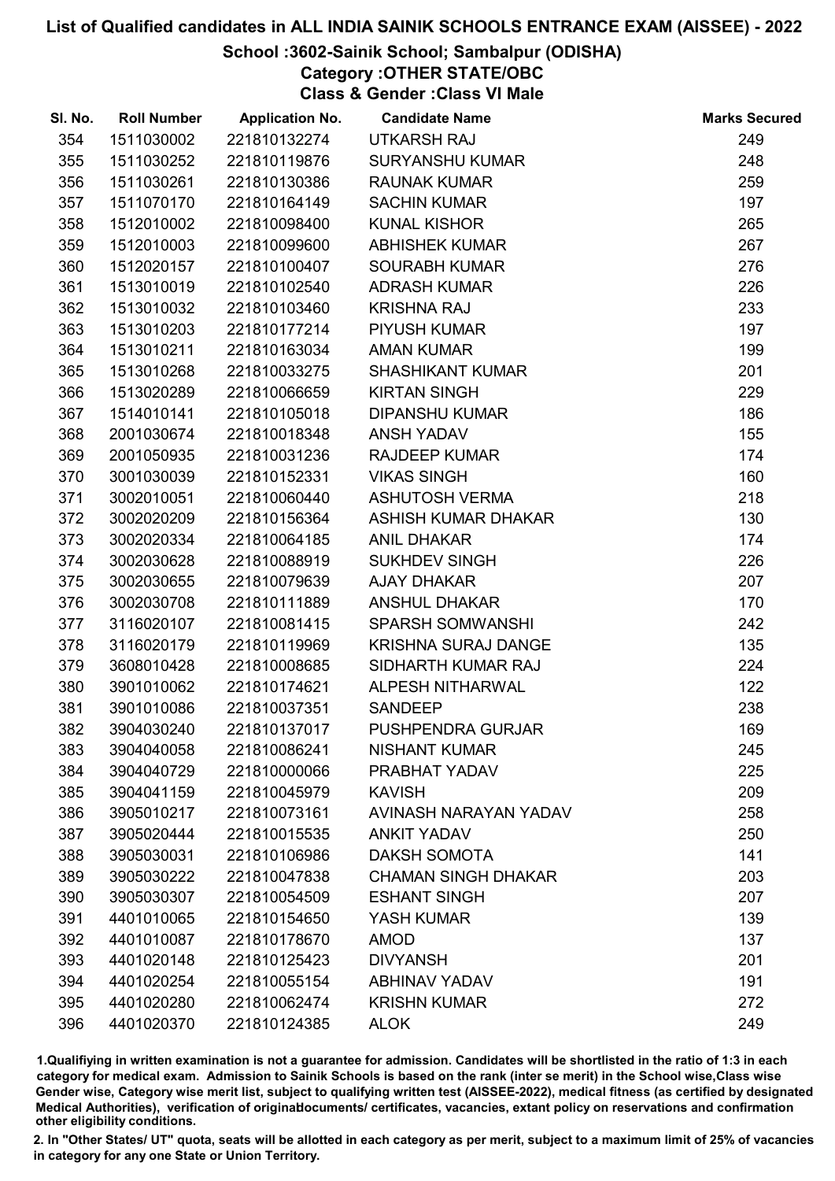# List of Qualified candidates in ALL INDIA SAINIK SCHOOLS ENTRANCE EXAM (AISSEE) - 2022

## School :3602-Sainik School; Sambalpur (ODISHA)

### Category :OTHER STATE/OBC

### Class & Gender :Class VI Male

| Sl. No. | Roll Number | Application No. | Candidate Name | Marks Secured |
|---|---|---|---|---|
| 354 | 1511030002 | 221810132274 | UTKARSH RAJ | 249 |
| 355 | 1511030252 | 221810119876 | SURYANSHU KUMAR | 248 |
| 356 | 1511030261 | 221810130386 | RAUNAK KUMAR | 259 |
| 357 | 1511070170 | 221810164149 | SACHIN KUMAR | 197 |
| 358 | 1512010002 | 221810098400 | KUNAL KISHOR | 265 |
| 359 | 1512010003 | 221810099600 | ABHISHEK KUMAR | 267 |
| 360 | 1512020157 | 221810100407 | SOURABH KUMAR | 276 |
| 361 | 1513010019 | 221810102540 | ADRASH KUMAR | 226 |
| 362 | 1513010032 | 221810103460 | KRISHNA RAJ | 233 |
| 363 | 1513010203 | 221810177214 | PIYUSH KUMAR | 197 |
| 364 | 1513010211 | 221810163034 | AMAN KUMAR | 199 |
| 365 | 1513010268 | 221810033275 | SHASHIKANT KUMAR | 201 |
| 366 | 1513020289 | 221810066659 | KIRTAN SINGH | 229 |
| 367 | 1514010141 | 221810105018 | DIPANSHU KUMAR | 186 |
| 368 | 2001030674 | 221810018348 | ANSH YADAV | 155 |
| 369 | 2001050935 | 221810031236 | RAJDEEP KUMAR | 174 |
| 370 | 3001030039 | 221810152331 | VIKAS SINGH | 160 |
| 371 | 3002010051 | 221810060440 | ASHUTOSH VERMA | 218 |
| 372 | 3002020209 | 221810156364 | ASHISH KUMAR DHAKAR | 130 |
| 373 | 3002020334 | 221810064185 | ANIL DHAKAR | 174 |
| 374 | 3002030628 | 221810088919 | SUKHDEV SINGH | 226 |
| 375 | 3002030655 | 221810079639 | AJAY DHAKAR | 207 |
| 376 | 3002030708 | 221810111889 | ANSHUL DHAKAR | 170 |
| 377 | 3116020107 | 221810081415 | SPARSH SOMWANSHI | 242 |
| 378 | 3116020179 | 221810119969 | KRISHNA SURAJ DANGE | 135 |
| 379 | 3608010428 | 221810008685 | SIDHARTH KUMAR RAJ | 224 |
| 380 | 3901010062 | 221810174621 | ALPESH NITHARWAL | 122 |
| 381 | 3901010086 | 221810037351 | SANDEEP | 238 |
| 382 | 3904030240 | 221810137017 | PUSHPENDRA GURJAR | 169 |
| 383 | 3904040058 | 221810086241 | NISHANT KUMAR | 245 |
| 384 | 3904040729 | 221810000066 | PRABHAT YADAV | 225 |
| 385 | 3904041159 | 221810045979 | KAVISH | 209 |
| 386 | 3905010217 | 221810073161 | AVINASH NARAYAN YADAV | 258 |
| 387 | 3905020444 | 221810015535 | ANKIT YADAV | 250 |
| 388 | 3905030031 | 221810106986 | DAKSH SOMOTA | 141 |
| 389 | 3905030222 | 221810047838 | CHAMAN SINGH DHAKAR | 203 |
| 390 | 3905030307 | 221810054509 | ESHANT SINGH | 207 |
| 391 | 4401010065 | 221810154650 | YASH KUMAR | 139 |
| 392 | 4401010087 | 221810178670 | AMOD | 137 |
| 393 | 4401020148 | 221810125423 | DIVYANSH | 201 |
| 394 | 4401020254 | 221810055154 | ABHINAV YADAV | 191 |
| 395 | 4401020280 | 221810062474 | KRISHN KUMAR | 272 |
| 396 | 4401020370 | 221810124385 | ALOK | 249 |

1.Qualifying in written examination is not a guarantee for admission. Candidates will be shortlisted in the ratio of 1:3 in each category for medical exam. Admission to Sainik Schools is based on the rank (inter se merit) in the School wise,Class wise Gender wise, Category wise merit list, subject to qualifying written test (AISSEE-2022), medical fitness (as certified by designated Medical Authorities), verification of originaldocuments/ certificates, vacancies, extant policy on reservations and confirmation other eligibility conditions.

2. In "Other States/ UT" quota, seats will be allotted in each category as per merit, subject to a maximum limit of 25% of vacancies in category for any one State or Union Territory.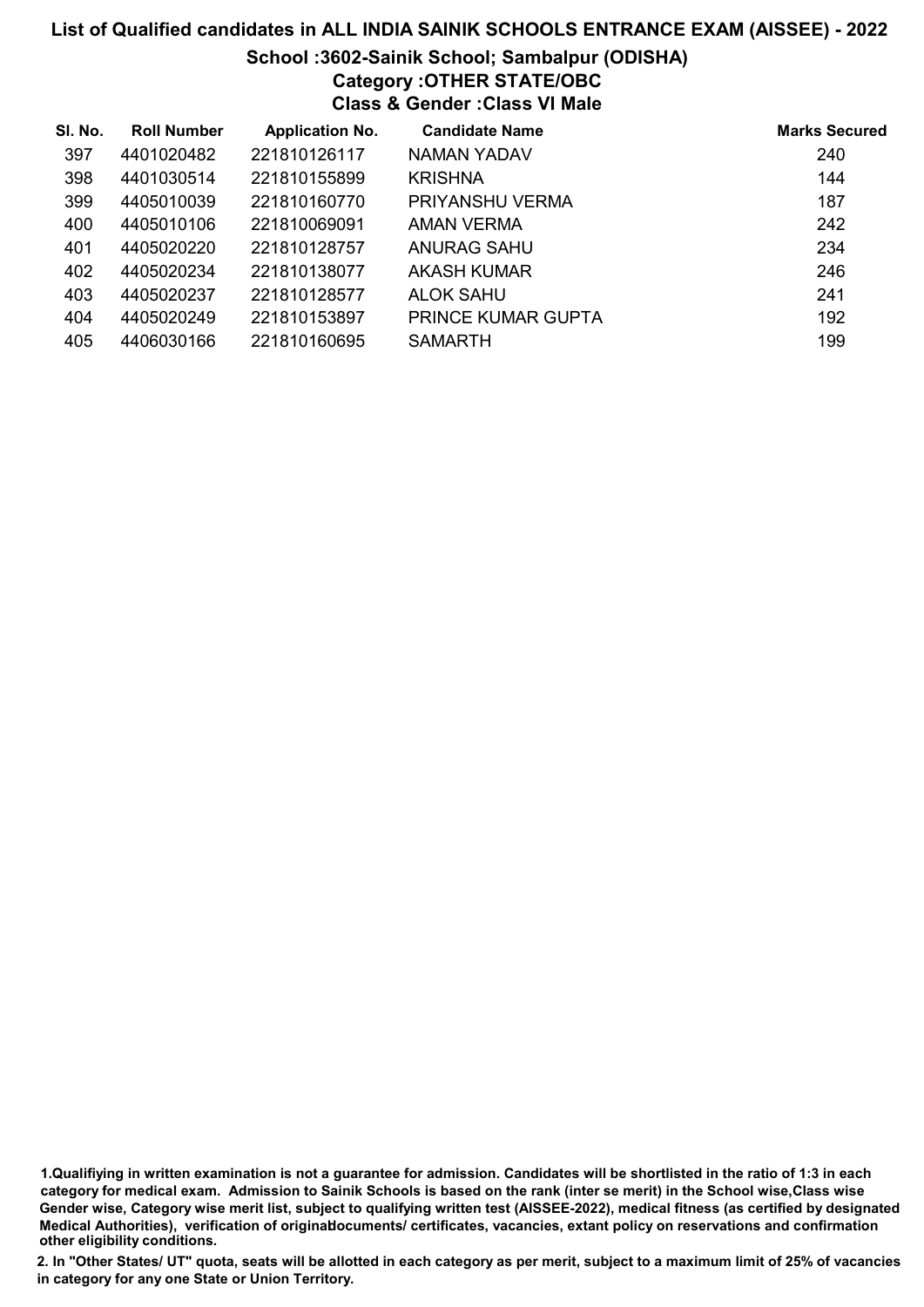# List of Qualified candidates in ALL INDIA SAINIK SCHOOLS ENTRANCE EXAM (AISSEE) - 2022

## School :3602-Sainik School; Sambalpur (ODISHA)

### Category :OTHER STATE/OBC

### Class & Gender :Class VI Male

| Sl. No. | Roll Number | Application No. | Candidate Name | Marks Secured |
|---|---|---|---|---|
| 397 | 4401020482 | 221810126117 | NAMAN YADAV | 240 |
| 398 | 4401030514 | 221810155899 | KRISHNA | 144 |
| 399 | 4405010039 | 221810160770 | PRIYANSHU VERMA | 187 |
| 400 | 4405010106 | 221810069091 | AMAN VERMA | 242 |
| 401 | 4405020220 | 221810128757 | ANURAG SAHU | 234 |
| 402 | 4405020234 | 221810138077 | AKASH KUMAR | 246 |
| 403 | 4405020237 | 221810128577 | ALOK SAHU | 241 |
| 404 | 4405020249 | 221810153897 | PRINCE KUMAR GUPTA | 192 |
| 405 | 4406030166 | 221810160695 | SAMARTH | 199 |

1.Qualifiying in written examination is not a guarantee for admission. Candidates will be shortlisted in the ratio of 1:3 in each category for medical exam. Admission to Sainik Schools is based on the rank (inter se merit) in the School wise,Class wise Gender wise, Category wise merit list, subject to qualifying written test (AISSEE-2022), medical fitness (as certified by designated Medical Authorities), verification of originaldocuments/ certificates, vacancies, extant policy on reservations and confirmation other eligibility conditions.

2. In "Other States/ UT" quota, seats will be allotted in each category as per merit, subject to a maximum limit of 25% of vacancies in category for any one State or Union Territory.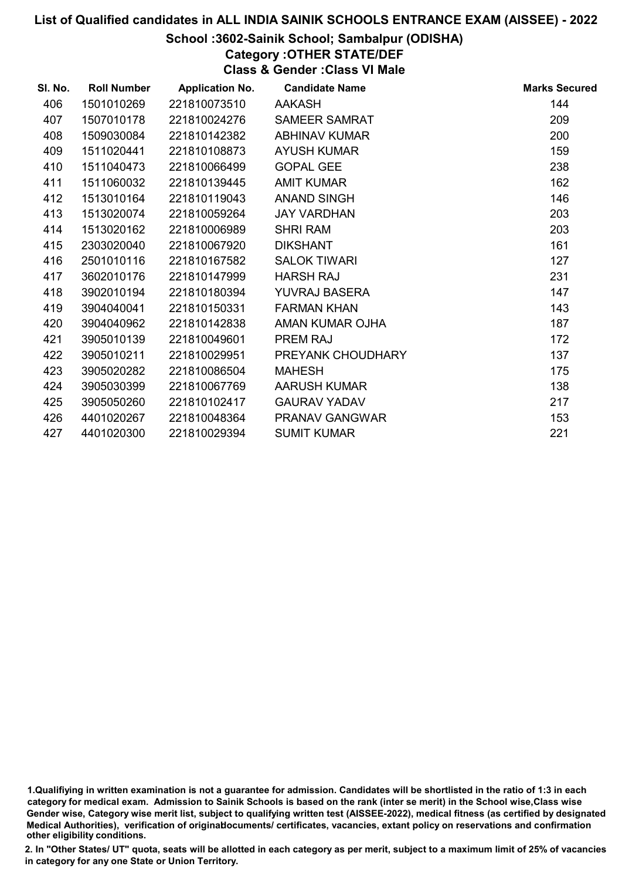# List of Qualified candidates in ALL INDIA SAINIK SCHOOLS ENTRANCE EXAM (AISSEE) - 2022

## School :3602-Sainik School; Sambalpur (ODISHA)

### Category :OTHER STATE/DEF

### Class & Gender :Class VI Male

| Sl. No. | Roll Number | Application No. | Candidate Name | Marks Secured |
|---|---|---|---|---|
| 406 | 1501010269 | 221810073510 | AAKASH | 144 |
| 407 | 1507010178 | 221810024276 | SAMEER SAMRAT | 209 |
| 408 | 1509030084 | 221810142382 | ABHINAV KUMAR | 200 |
| 409 | 1511020441 | 221810108873 | AYUSH KUMAR | 159 |
| 410 | 1511040473 | 221810066499 | GOPAL GEE | 238 |
| 411 | 1511060032 | 221810139445 | AMIT KUMAR | 162 |
| 412 | 1513010164 | 221810119043 | ANAND SINGH | 146 |
| 413 | 1513020074 | 221810059264 | JAY VARDHAN | 203 |
| 414 | 1513020162 | 221810006989 | SHRI RAM | 203 |
| 415 | 2303020040 | 221810067920 | DIKSHANT | 161 |
| 416 | 2501010116 | 221810167582 | SALOK TIWARI | 127 |
| 417 | 3602010176 | 221810147999 | HARSH RAJ | 231 |
| 418 | 3902010194 | 221810180394 | YUVRAJ BASERA | 147 |
| 419 | 3904040041 | 221810150331 | FARMAN KHAN | 143 |
| 420 | 3904040962 | 221810142838 | AMAN KUMAR OJHA | 187 |
| 421 | 3905010139 | 221810049601 | PREM RAJ | 172 |
| 422 | 3905010211 | 221810029951 | PREYANK CHOUDHARY | 137 |
| 423 | 3905020282 | 221810086504 | MAHESH | 175 |
| 424 | 3905030399 | 221810067769 | AARUSH KUMAR | 138 |
| 425 | 3905050260 | 221810102417 | GAURAV YADAV | 217 |
| 426 | 4401020267 | 221810048364 | PRANAV GANGWAR | 153 |
| 427 | 4401020300 | 221810029394 | SUMIT KUMAR | 221 |

1.Qualifiying in written examination is not a guarantee for admission. Candidates will be shortlisted in the ratio of 1:3 in each category for medical exam. Admission to Sainik Schools is based on the rank (inter se merit) in the School wise,Class wise Gender wise, Category wise merit list, subject to qualifying written test (AISSEE-2022), medical fitness (as certified by designated Medical Authorities), verification of originaldocuments/ certificates, vacancies, extant policy on reservations and confirmation other eligibility conditions.

2. In "Other States/ UT" quota, seats will be allotted in each category as per merit, subject to a maximum limit of 25% of vacancies in category for any one State or Union Territory.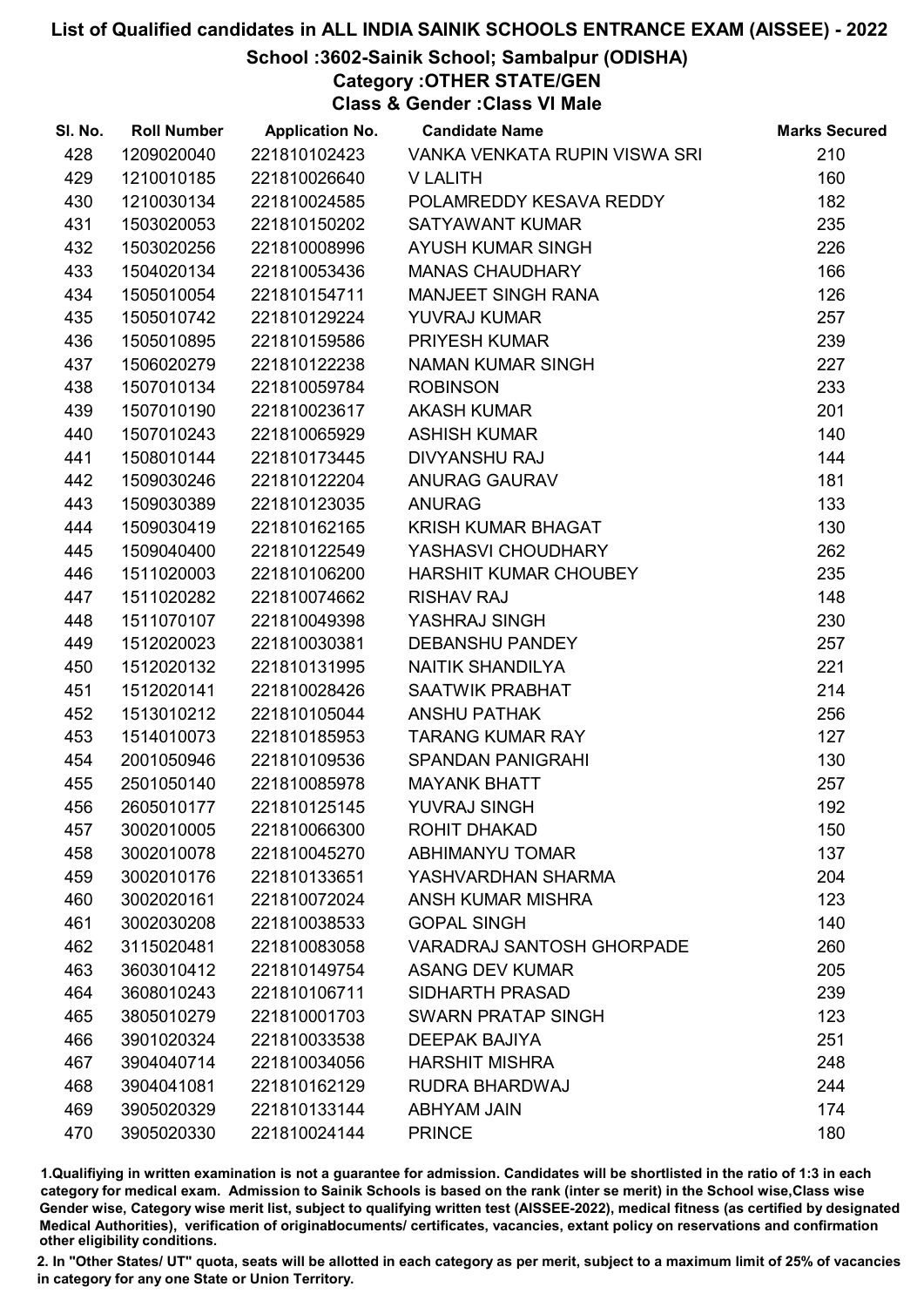# List of Qualified candidates in ALL INDIA SAINIK SCHOOLS ENTRANCE EXAM (AISSEE) - 2022

## School :3602-Sainik School; Sambalpur (ODISHA)

### Category :OTHER STATE/GEN

### Class & Gender :Class VI Male

| Sl. No. | Roll Number | Application No. | Candidate Name | Marks Secured |
|---|---|---|---|---|
| 428 | 1209020040 | 221810102423 | VANKA VENKATA RUPIN VISWA SRI | 210 |
| 429 | 1210010185 | 221810026640 | V LALITH | 160 |
| 430 | 1210030134 | 221810024585 | POLAMREDDY KESAVA REDDY | 182 |
| 431 | 1503020053 | 221810150202 | SATYAWANT KUMAR | 235 |
| 432 | 1503020256 | 221810008996 | AYUSH KUMAR SINGH | 226 |
| 433 | 1504020134 | 221810053436 | MANAS CHAUDHARY | 166 |
| 434 | 1505010054 | 221810154711 | MANJEET SINGH RANA | 126 |
| 435 | 1505010742 | 221810129224 | YUVRAJ KUMAR | 257 |
| 436 | 1505010895 | 221810159586 | PRIYESH KUMAR | 239 |
| 437 | 1506020279 | 221810122238 | NAMAN KUMAR SINGH | 227 |
| 438 | 1507010134 | 221810059784 | ROBINSON | 233 |
| 439 | 1507010190 | 221810023617 | AKASH KUMAR | 201 |
| 440 | 1507010243 | 221810065929 | ASHISH KUMAR | 140 |
| 441 | 1508010144 | 221810173445 | DIVYANSHU RAJ | 144 |
| 442 | 1509030246 | 221810122204 | ANURAG GAURAV | 181 |
| 443 | 1509030389 | 221810123035 | ANURAG | 133 |
| 444 | 1509030419 | 221810162165 | KRISH KUMAR BHAGAT | 130 |
| 445 | 1509040400 | 221810122549 | YASHASVI CHOUDHARY | 262 |
| 446 | 1511020003 | 221810106200 | HARSHIT KUMAR CHOUBEY | 235 |
| 447 | 1511020282 | 221810074662 | RISHAV RAJ | 148 |
| 448 | 1511070107 | 221810049398 | YASHRAJ SINGH | 230 |
| 449 | 1512020023 | 221810030381 | DEBANSHU PANDEY | 257 |
| 450 | 1512020132 | 221810131995 | NAITIK SHANDILYA | 221 |
| 451 | 1512020141 | 221810028426 | SAATWIK PRABHAT | 214 |
| 452 | 1513010212 | 221810105044 | ANSHU PATHAK | 256 |
| 453 | 1514010073 | 221810185953 | TARANG KUMAR RAY | 127 |
| 454 | 2001050946 | 221810109536 | SPANDAN PANIGRAHI | 130 |
| 455 | 2501050140 | 221810085978 | MAYANK BHATT | 257 |
| 456 | 2605010177 | 221810125145 | YUVRAJ SINGH | 192 |
| 457 | 3002010005 | 221810066300 | ROHIT DHAKAD | 150 |
| 458 | 3002010078 | 221810045270 | ABHIMANYU TOMAR | 137 |
| 459 | 3002010176 | 221810133651 | YASHVARDHAN SHARMA | 204 |
| 460 | 3002020161 | 221810072024 | ANSH KUMAR MISHRA | 123 |
| 461 | 3002030208 | 221810038533 | GOPAL SINGH | 140 |
| 462 | 3115020481 | 221810083058 | VARADRAJ SANTOSH GHORPADE | 260 |
| 463 | 3603010412 | 221810149754 | ASANG DEV KUMAR | 205 |
| 464 | 3608010243 | 221810106711 | SIDHARTH PRASAD | 239 |
| 465 | 3805010279 | 221810001703 | SWARN PRATAP SINGH | 123 |
| 466 | 3901020324 | 221810033538 | DEEPAK BAJIYA | 251 |
| 467 | 3904040714 | 221810034056 | HARSHIT MISHRA | 248 |
| 468 | 3904041081 | 221810162129 | RUDRA BHARDWAJ | 244 |
| 469 | 3905020329 | 221810133144 | ABHYAM JAIN | 174 |
| 470 | 3905020330 | 221810024144 | PRINCE | 180 |

1.Qualifying in written examination is not a guarantee for admission. Candidates will be shortlisted in the ratio of 1:3 in each category for medical exam. Admission to Sainik Schools is based on the rank (inter se merit) in the School wise,Class wise Gender wise, Category wise merit list, subject to qualifying written test (AISSEE-2022), medical fitness (as certified by designated Medical Authorities), verification of originaldocuments/ certificates, vacancies, extant policy on reservations and confirmation other eligibility conditions.

2. In "Other States/ UT" quota, seats will be allotted in each category as per merit, subject to a maximum limit of 25% of vacancies in category for any one State or Union Territory.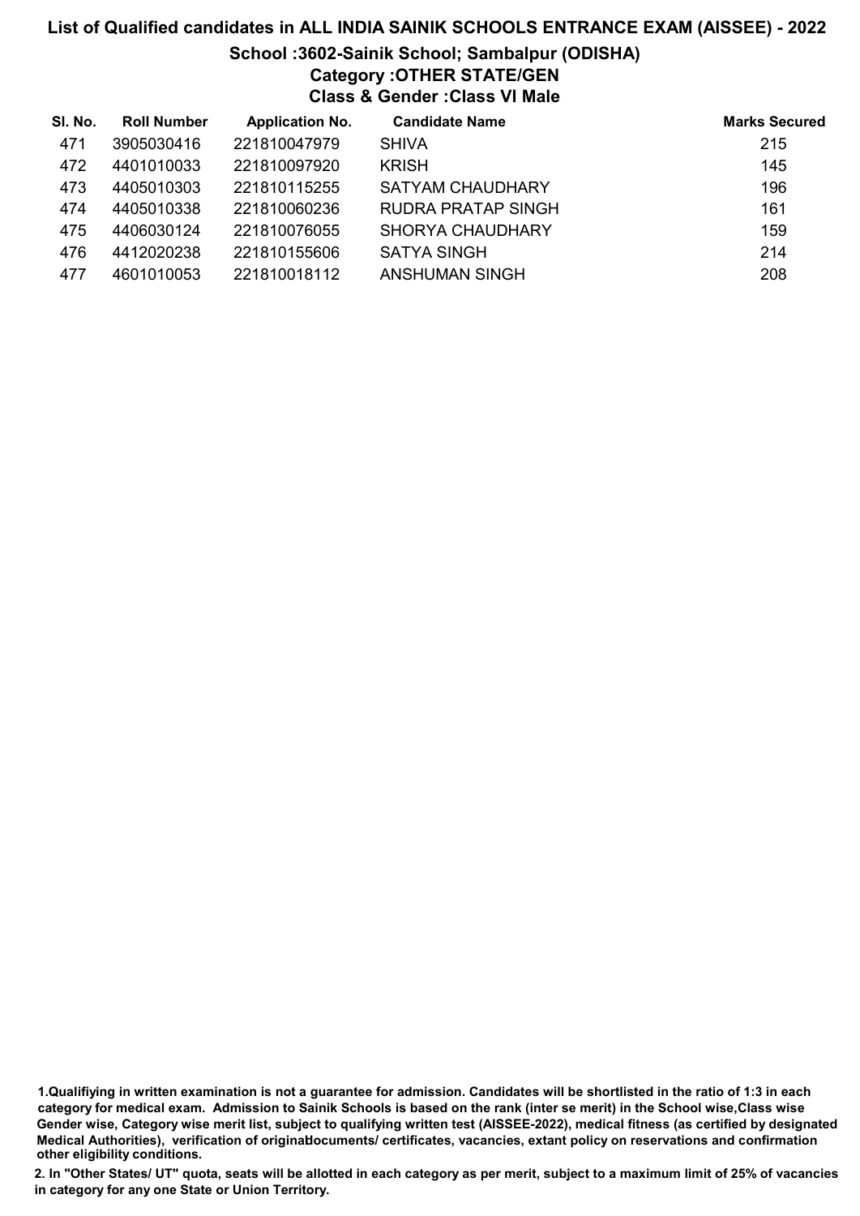# List of Qualified candidates in ALL INDIA SAINIK SCHOOLS ENTRANCE EXAM (AISSEE) - 2022

## School :3602-Sainik School; Sambalpur (ODISHA)

### Category :OTHER STATE/GEN

### Class & Gender :Class VI Male

| Sl. No. | Roll Number | Application No. | Candidate Name | Marks Secured |
|---|---|---|---|---|
| 471 | 3905030416 | 221810047979 | SHIVA | 215 |
| 472 | 4401010033 | 221810097920 | KRISH | 145 |
| 473 | 4405010303 | 221810115255 | SATYAM CHAUDHARY | 196 |
| 474 | 4405010338 | 221810060236 | RUDRA PRATAP SINGH | 161 |
| 475 | 4406030124 | 221810076055 | SHORYA CHAUDHARY | 159 |
| 476 | 4412020238 | 221810155606 | SATYA SINGH | 214 |
| 477 | 4601010053 | 221810018112 | ANSHUMAN SINGH | 208 |

1.Qualifiying in written examination is not a guarantee for admission. Candidates will be shortlisted in the ratio of 1:3 in each category for medical exam. Admission to Sainik Schools is based on the rank (inter se merit) in the School wise,Class wise Gender wise, Category wise merit list, subject to qualifying written test (AISSEE-2022), medical fitness (as certified by designated Medical Authorities), verification of originaldocuments/ certificates, vacancies, extant policy on reservations and confirmation other eligibility conditions.

2. In "Other States/ UT" quota, seats will be allotted in each category as per merit, subject to a maximum limit of 25% of vacancies in category for any one State or Union Territory.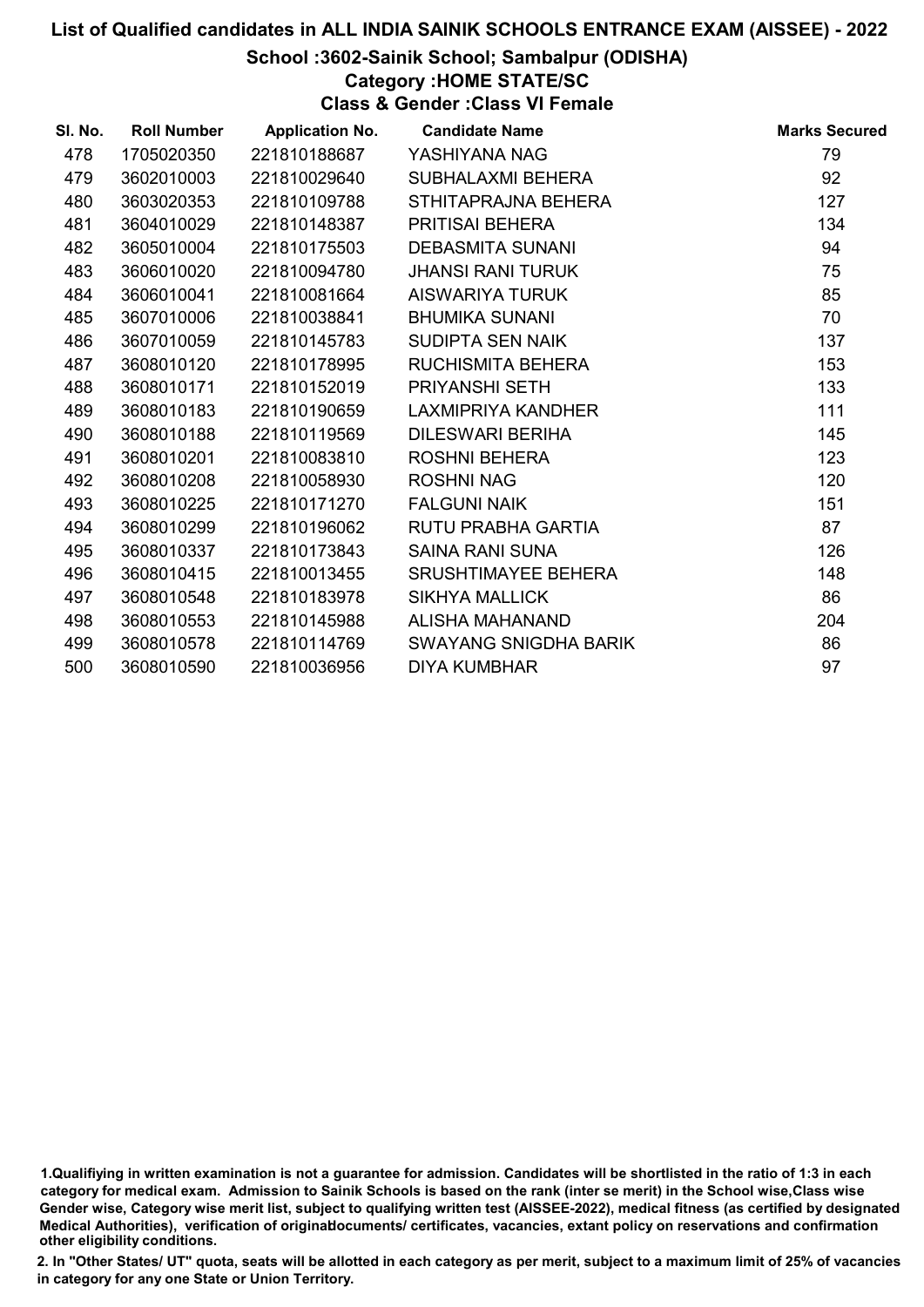# List of Qualified candidates in ALL INDIA SAINIK SCHOOLS ENTRANCE EXAM (AISSEE) - 2022

## School :3602-Sainik School; Sambalpur (ODISHA)

### Category :HOME STATE/SC

### Class & Gender :Class VI Female

| Sl. No. | Roll Number | Application No. | Candidate Name | Marks Secured |
|---|---|---|---|---|
| 478 | 1705020350 | 221810188687 | YASHIYANA NAG | 79 |
| 479 | 3602010003 | 221810029640 | SUBHALAXMI BEHERA | 92 |
| 480 | 3603020353 | 221810109788 | STHITAPRAJNA BEHERA | 127 |
| 481 | 3604010029 | 221810148387 | PRITISAI BEHERA | 134 |
| 482 | 3605010004 | 221810175503 | DEBASMITA SUNANI | 94 |
| 483 | 3606010020 | 221810094780 | JHANSI RANI TURUK | 75 |
| 484 | 3606010041 | 221810081664 | AISWARIYA TURUK | 85 |
| 485 | 3607010006 | 221810038841 | BHUMIKA SUNANI | 70 |
| 486 | 3607010059 | 221810145783 | SUDIPTA SEN NAIK | 137 |
| 487 | 3608010120 | 221810178995 | RUCHISMITA BEHERA | 153 |
| 488 | 3608010171 | 221810152019 | PRIYANSHI SETH | 133 |
| 489 | 3608010183 | 221810190659 | LAXMIPRIYA KANDHER | 111 |
| 490 | 3608010188 | 221810119569 | DILESWARI BERIHA | 145 |
| 491 | 3608010201 | 221810083810 | ROSHNI BEHERA | 123 |
| 492 | 3608010208 | 221810058930 | ROSHNI NAG | 120 |
| 493 | 3608010225 | 221810171270 | FALGUNI NAIK | 151 |
| 494 | 3608010299 | 221810196062 | RUTU PRABHA GARTIA | 87 |
| 495 | 3608010337 | 221810173843 | SAINA RANI SUNA | 126 |
| 496 | 3608010415 | 221810013455 | SRUSHTIMAYEE BEHERA | 148 |
| 497 | 3608010548 | 221810183978 | SIKHYA MALLICK | 86 |
| 498 | 3608010553 | 221810145988 | ALISHA MAHANAND | 204 |
| 499 | 3608010578 | 221810114769 | SWAYANG SNIGDHA BARIK | 86 |
| 500 | 3608010590 | 221810036956 | DIYA KUMBHAR | 97 |

1.Qualifiying in written examination is not a guarantee for admission. Candidates will be shortlisted in the ratio of 1:3 in each category for medical exam. Admission to Sainik Schools is based on the rank (inter se merit) in the School wise,Class wise Gender wise, Category wise merit list, subject to qualifying written test (AISSEE-2022), medical fitness (as certified by designated Medical Authorities), verification of originaldocuments/ certificates, vacancies, extant policy on reservations and confirmation other eligibility conditions.

2. In "Other States/ UT" quota, seats will be allotted in each category as per merit, subject to a maximum limit of 25% of vacancies in category for any one State or Union Territory.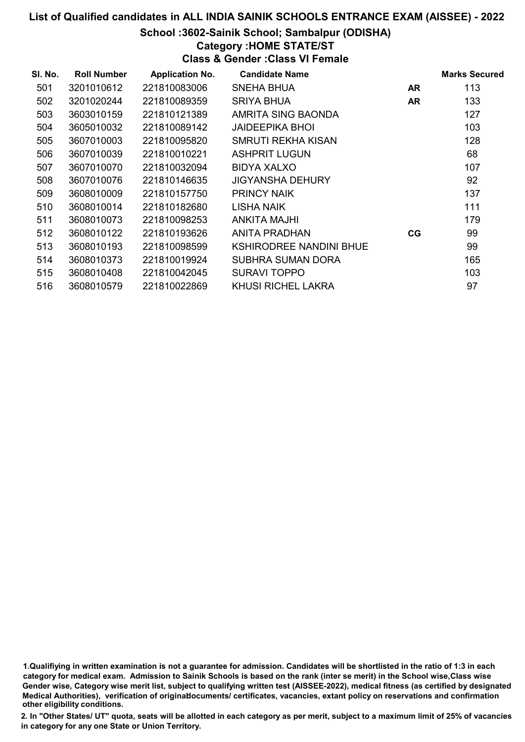# List of Qualified candidates in ALL INDIA SAINIK SCHOOLS ENTRANCE EXAM (AISSEE) - 2022

## School :3602-Sainik School; Sambalpur (ODISHA)

### Category :HOME STATE/ST

### Class & Gender :Class VI Female

| Sl. No. | Roll Number | Application No. | Candidate Name | | Marks Secured |
|---|---|---|---|---|---|
| 501 | 3201010612 | 221810083006 | SNEHA BHUA | AR | 113 |
| 502 | 3201020244 | 221810089359 | SRIYA BHUA | AR | 133 |
| 503 | 3603010159 | 221810121389 | AMRITA SING BAONDA | | 127 |
| 504 | 3605010032 | 221810089142 | JAIDEEPIKA BHOI | | 103 |
| 505 | 3607010003 | 221810095820 | SMRUTI REKHA KISAN | | 128 |
| 506 | 3607010039 | 221810010221 | ASHPRIT LUGUN | | 68 |
| 507 | 3607010070 | 221810032094 | BIDYA XALXO | | 107 |
| 508 | 3607010076 | 221810146635 | JIGYANSHA DEHURY | | 92 |
| 509 | 3608010009 | 221810157750 | PRINCY NAIK | | 137 |
| 510 | 3608010014 | 221810182680 | LISHA NAIK | | 111 |
| 511 | 3608010073 | 221810098253 | ANKITA MAJHI | | 179 |
| 512 | 3608010122 | 221810193626 | ANITA PRADHAN | CG | 99 |
| 513 | 3608010193 | 221810098599 | KSHIRODREE NANDINI BHUE | | 99 |
| 514 | 3608010373 | 221810019924 | SUBHRA SUMAN DORA | | 165 |
| 515 | 3608010408 | 221810042045 | SURAVI TOPPO | | 103 |
| 516 | 3608010579 | 221810022869 | KHUSI RICHEL LAKRA | | 97 |

1.Qualifiying in written examination is not a guarantee for admission. Candidates will be shortlisted in the ratio of 1:3 in each category for medical exam. Admission to Sainik Schools is based on the rank (inter se merit) in the School wise,Class wise Gender wise, Category wise merit list, subject to qualifying written test (AISSEE-2022), medical fitness (as certified by designated Medical Authorities), verification of originaldocuments/ certificates, vacancies, extant policy on reservations and confirmation other eligibility conditions.

2. In "Other States/ UT" quota, seats will be allotted in each category as per merit, subject to a maximum limit of 25% of vacancies in category for any one State or Union Territory.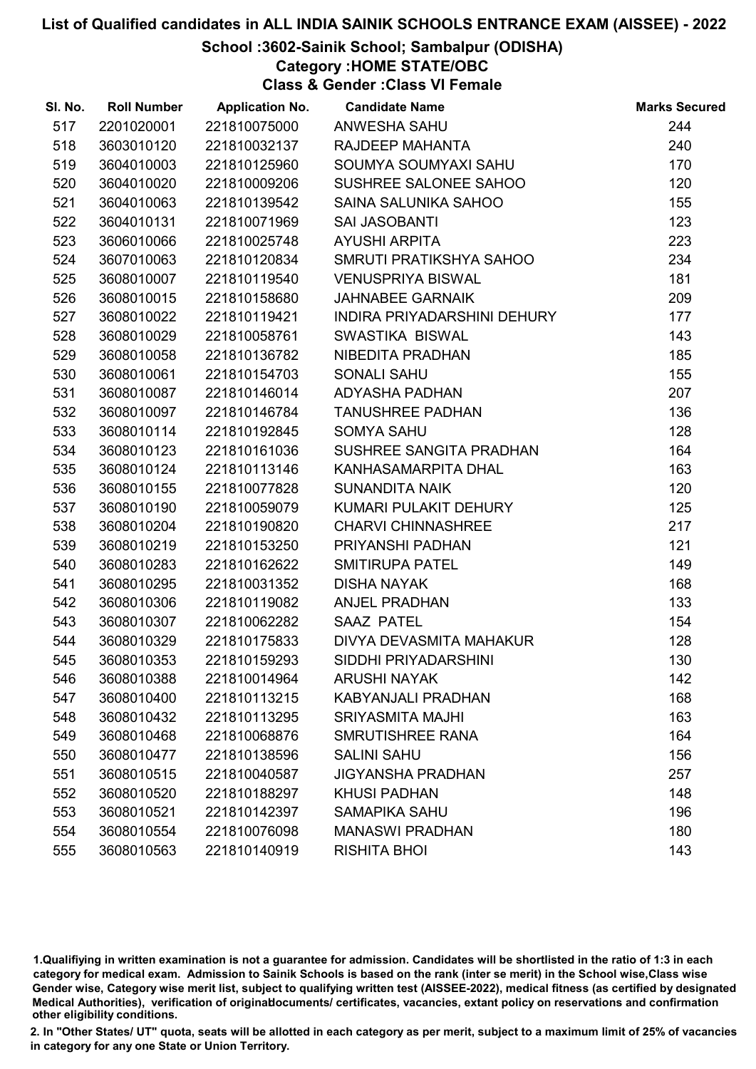# List of Qualified candidates in ALL INDIA SAINIK SCHOOLS ENTRANCE EXAM (AISSEE) - 2022

## School :3602-Sainik School; Sambalpur (ODISHA)

### Category :HOME STATE/OBC

### Class & Gender :Class VI Female

| Sl. No. | Roll Number | Application No. | Candidate Name | Marks Secured |
|---|---|---|---|---|
| 517 | 2201020001 | 221810075000 | ANWESHA SAHU | 244 |
| 518 | 3603010120 | 221810032137 | RAJDEEP MAHANTA | 240 |
| 519 | 3604010003 | 221810125960 | SOUMYA SOUMYAXI SAHU | 170 |
| 520 | 3604010020 | 221810009206 | SUSHREE SALONEE SAHOO | 120 |
| 521 | 3604010063 | 221810139542 | SAINA SALUNIKA SAHOO | 155 |
| 522 | 3604010131 | 221810071969 | SAI JASOBANTI | 123 |
| 523 | 3606010066 | 221810025748 | AYUSHI ARPITA | 223 |
| 524 | 3607010063 | 221810120834 | SMRUTI PRATIKSHYA SAHOO | 234 |
| 525 | 3608010007 | 221810119540 | VENUSPRIYA BISWAL | 181 |
| 526 | 3608010015 | 221810158680 | JAHNABEE GARNAIK | 209 |
| 527 | 3608010022 | 221810119421 | INDIRA PRIYADARSHINI DEHURY | 177 |
| 528 | 3608010029 | 221810058761 | SWASTIKA BISWAL | 143 |
| 529 | 3608010058 | 221810136782 | NIBEDITA PRADHAN | 185 |
| 530 | 3608010061 | 221810154703 | SONALI SAHU | 155 |
| 531 | 3608010087 | 221810146014 | ADYASHA PADHAN | 207 |
| 532 | 3608010097 | 221810146784 | TANUSHREE PADHAN | 136 |
| 533 | 3608010114 | 221810192845 | SOMYA SAHU | 128 |
| 534 | 3608010123 | 221810161036 | SUSHREE SANGITA PRADHAN | 164 |
| 535 | 3608010124 | 221810113146 | KANHASAMARPITA DHAL | 163 |
| 536 | 3608010155 | 221810077828 | SUNANDITA NAIK | 120 |
| 537 | 3608010190 | 221810059079 | KUMARI PULAKIT DEHURY | 125 |
| 538 | 3608010204 | 221810190820 | CHARVI CHINNASHREE | 217 |
| 539 | 3608010219 | 221810153250 | PRIYANSHI PADHAN | 121 |
| 540 | 3608010283 | 221810162622 | SMITIRUPA PATEL | 149 |
| 541 | 3608010295 | 221810031352 | DISHA NAYAK | 168 |
| 542 | 3608010306 | 221810119082 | ANJEL PRADHAN | 133 |
| 543 | 3608010307 | 221810062282 | SAAZ PATEL | 154 |
| 544 | 3608010329 | 221810175833 | DIVYA DEVASMITA MAHAKUR | 128 |
| 545 | 3608010353 | 221810159293 | SIDDHI PRIYADARSHINI | 130 |
| 546 | 3608010388 | 221810014964 | ARUSHI NAYAK | 142 |
| 547 | 3608010400 | 221810113215 | KABYANJALI PRADHAN | 168 |
| 548 | 3608010432 | 221810113295 | SRIYASMITA MAJHI | 163 |
| 549 | 3608010468 | 221810068876 | SMRUTISHREE RANA | 164 |
| 550 | 3608010477 | 221810138596 | SALINI SAHU | 156 |
| 551 | 3608010515 | 221810040587 | JIGYANSHA PRADHAN | 257 |
| 552 | 3608010520 | 221810188297 | KHUSI PADHAN | 148 |
| 553 | 3608010521 | 221810142397 | SAMAPIKA SAHU | 196 |
| 554 | 3608010554 | 221810076098 | MANASWI PRADHAN | 180 |
| 555 | 3608010563 | 221810140919 | RISHITA BHOI | 143 |

1.Qualifiying in written examination is not a guarantee for admission. Candidates will be shortlisted in the ratio of 1:3 in each category for medical exam. Admission to Sainik Schools is based on the rank (inter se merit) in the School wise,Class wise Gender wise, Category wise merit list, subject to qualifying written test (AISSEE-2022), medical fitness (as certified by designated Medical Authorities), verification of originaldocuments/ certificates, vacancies, extant policy on reservations and confirmation other eligibility conditions.

2. In "Other States/ UT" quota, seats will be allotted in each category as per merit, subject to a maximum limit of 25% of vacancies in category for any one State or Union Territory.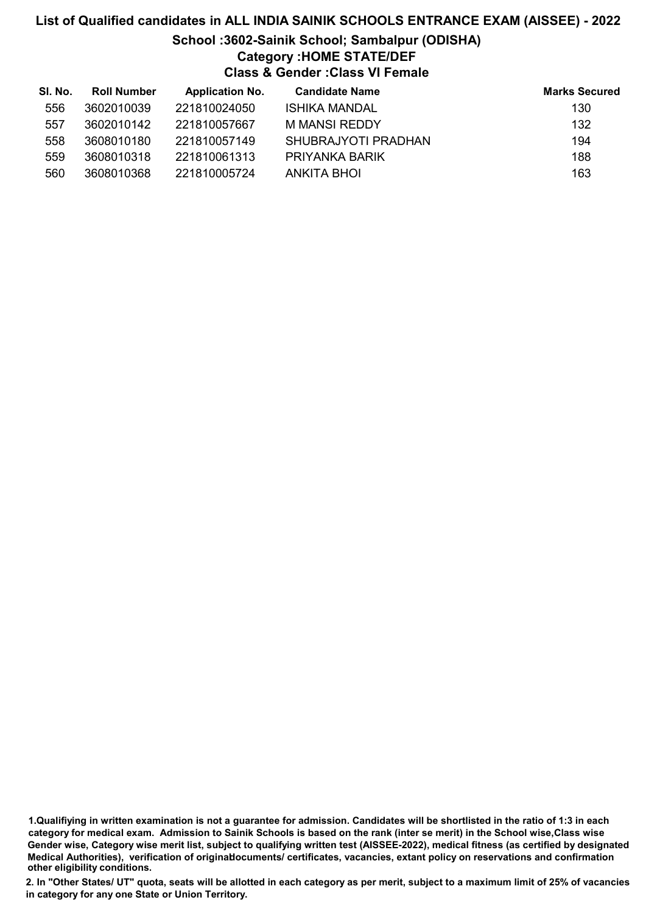# List of Qualified candidates in ALL INDIA SAINIK SCHOOLS ENTRANCE EXAM (AISSEE) - 2022

## School :3602-Sainik School; Sambalpur (ODISHA)

### Category :HOME STATE/DEF

### Class & Gender :Class VI Female

| Sl. No. | Roll Number | Application No. | Candidate Name | Marks Secured |
|---|---|---|---|---|
| 556 | 3602010039 | 221810024050 | ISHIKA MANDAL | 130 |
| 557 | 3602010142 | 221810057667 | M MANSI REDDY | 132 |
| 558 | 3608010180 | 221810057149 | SHUBRAJYOTI PRADHAN | 194 |
| 559 | 3608010318 | 221810061313 | PRIYANKA BARIK | 188 |
| 560 | 3608010368 | 221810005724 | ANKITA BHOI | 163 |

1.Qualifiying in written examination is not a guarantee for admission. Candidates will be shortlisted in the ratio of 1:3 in each category for medical exam. Admission to Sainik Schools is based on the rank (inter se merit) in the School wise,Class wise Gender wise, Category wise merit list, subject to qualifying written test (AISSEE-2022), medical fitness (as certified by designated Medical Authorities), verification of originaldocuments/ certificates, vacancies, extant policy on reservations and confirmation other eligibility conditions.

2. In "Other States/ UT" quota, seats will be allotted in each category as per merit, subject to a maximum limit of 25% of vacancies in category for any one State or Union Territory.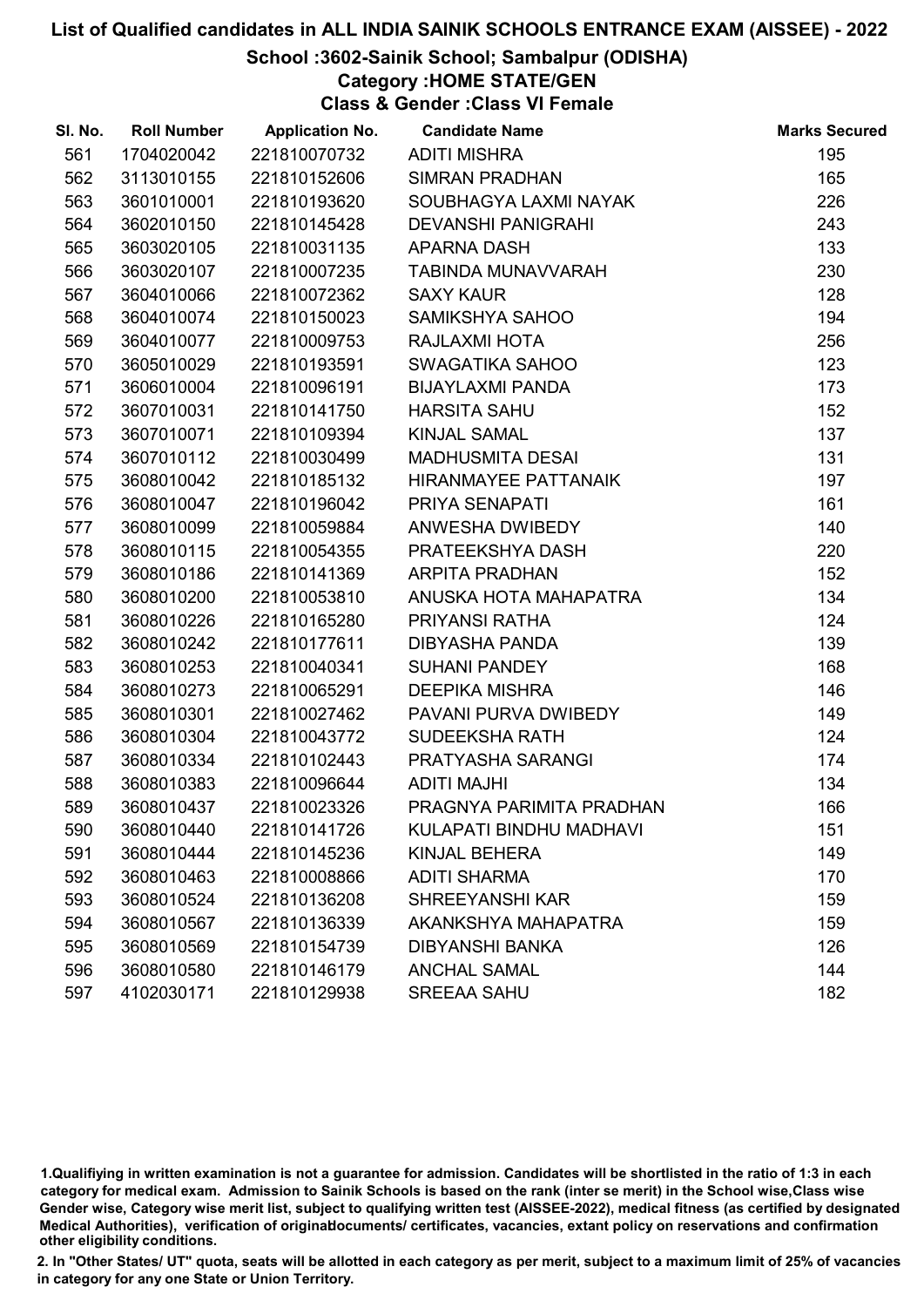# List of Qualified candidates in ALL INDIA SAINIK SCHOOLS ENTRANCE EXAM (AISSEE) - 2022

## School :3602-Sainik School; Sambalpur (ODISHA)

### Category :HOME STATE/GEN

### Class & Gender :Class VI Female

| Sl. No. | Roll Number | Application No. | Candidate Name | Marks Secured |
|---|---|---|---|---|
| 561 | 1704020042 | 221810070732 | ADITI MISHRA | 195 |
| 562 | 3113010155 | 221810152606 | SIMRAN PRADHAN | 165 |
| 563 | 3601010001 | 221810193620 | SOUBHAGYA LAXMI NAYAK | 226 |
| 564 | 3602010150 | 221810145428 | DEVANSHI PANIGRAHI | 243 |
| 565 | 3603020105 | 221810031135 | APARNA DASH | 133 |
| 566 | 3603020107 | 221810007235 | TABINDA MUNAVVARAH | 230 |
| 567 | 3604010066 | 221810072362 | SAXY KAUR | 128 |
| 568 | 3604010074 | 221810150023 | SAMIKSHYA SAHOO | 194 |
| 569 | 3604010077 | 221810009753 | RAJLAXMI HOTA | 256 |
| 570 | 3605010029 | 221810193591 | SWAGATIKA SAHOO | 123 |
| 571 | 3606010004 | 221810096191 | BIJAYLAXMI PANDA | 173 |
| 572 | 3607010031 | 221810141750 | HARSITA SAHU | 152 |
| 573 | 3607010071 | 221810109394 | KINJAL SAMAL | 137 |
| 574 | 3607010112 | 221810030499 | MADHUSMITA DESAI | 131 |
| 575 | 3608010042 | 221810185132 | HIRANMAYEE PATTANAIK | 197 |
| 576 | 3608010047 | 221810196042 | PRIYA SENAPATI | 161 |
| 577 | 3608010099 | 221810059884 | ANWESHA DWIBEDY | 140 |
| 578 | 3608010115 | 221810054355 | PRATEEKSHYA DASH | 220 |
| 579 | 3608010186 | 221810141369 | ARPITA PRADHAN | 152 |
| 580 | 3608010200 | 221810053810 | ANUSKA HOTA MAHAPATRA | 134 |
| 581 | 3608010226 | 221810165280 | PRIYANSI RATHA | 124 |
| 582 | 3608010242 | 221810177611 | DIBYASHA PANDA | 139 |
| 583 | 3608010253 | 221810040341 | SUHANI PANDEY | 168 |
| 584 | 3608010273 | 221810065291 | DEEPIKA MISHRA | 146 |
| 585 | 3608010301 | 221810027462 | PAVANI PURVA DWIBEDY | 149 |
| 586 | 3608010304 | 221810043772 | SUDEEKSHA RATH | 124 |
| 587 | 3608010334 | 221810102443 | PRATYASHA SARANGI | 174 |
| 588 | 3608010383 | 221810096644 | ADITI MAJHI | 134 |
| 589 | 3608010437 | 221810023326 | PRAGNYA PARIMITA PRADHAN | 166 |
| 590 | 3608010440 | 221810141726 | KULAPATI BINDHU MADHAVI | 151 |
| 591 | 3608010444 | 221810145236 | KINJAL BEHERA | 149 |
| 592 | 3608010463 | 221810008866 | ADITI SHARMA | 170 |
| 593 | 3608010524 | 221810136208 | SHREEYANSHI KAR | 159 |
| 594 | 3608010567 | 221810136339 | AKANKSHYA MAHAPATRA | 159 |
| 595 | 3608010569 | 221810154739 | DIBYANSHI BANKA | 126 |
| 596 | 3608010580 | 221810146179 | ANCHAL SAMAL | 144 |
| 597 | 4102030171 | 221810129938 | SREEAA SAHU | 182 |

1.Qualifiying in written examination is not a guarantee for admission. Candidates will be shortlisted in the ratio of 1:3 in each category for medical exam. Admission to Sainik Schools is based on the rank (inter se merit) in the School wise,Class wise Gender wise, Category wise merit list, subject to qualifying written test (AISSEE-2022), medical fitness (as certified by designated Medical Authorities), verification of originaldocuments/ certificates, vacancies, extant policy on reservations and confirmation other eligibility conditions.

2. In "Other States/ UT" quota, seats will be allotted in each category as per merit, subject to a maximum limit of 25% of vacancies in category for any one State or Union Territory.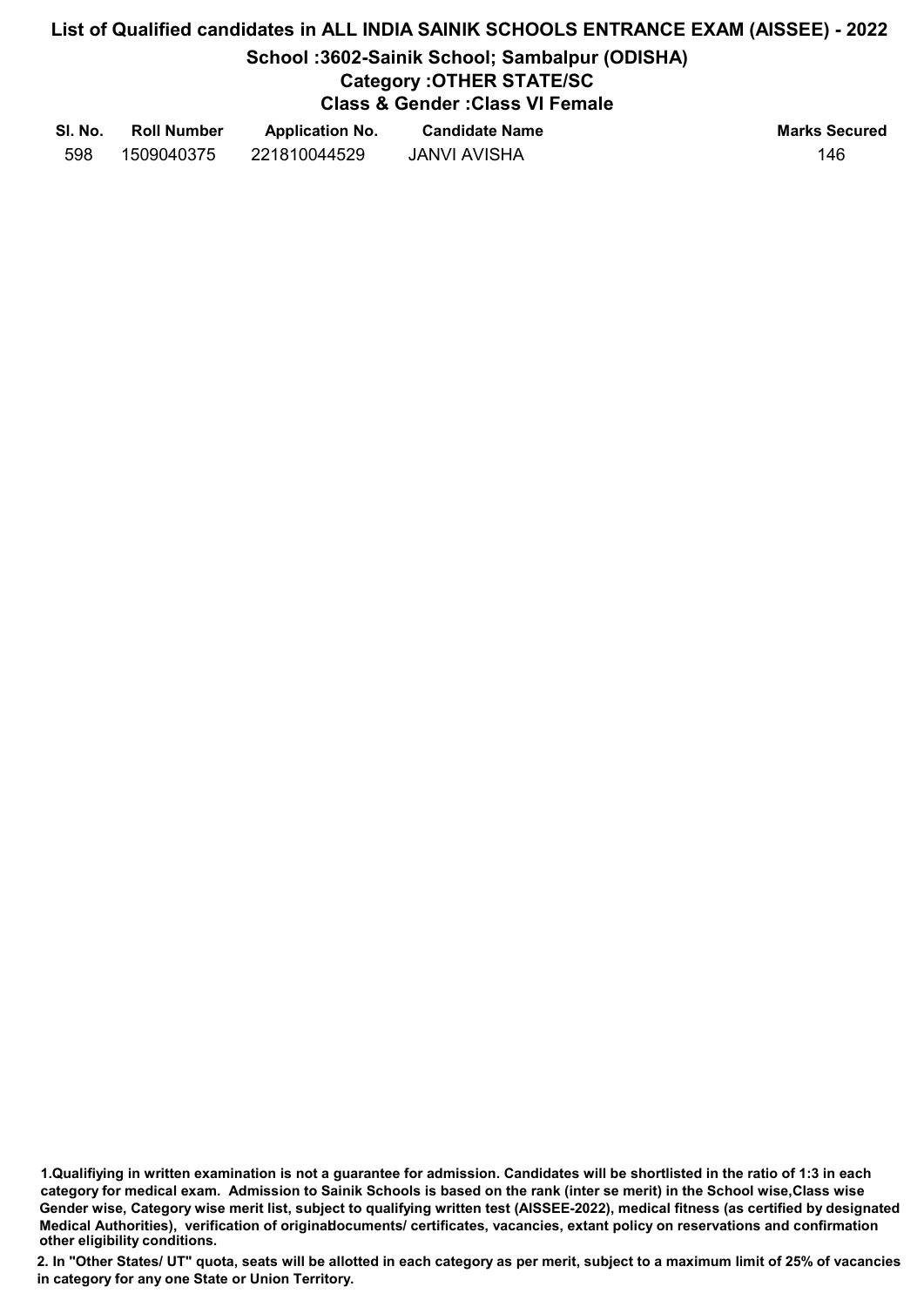# List of Qualified candidates in ALL INDIA SAINIK SCHOOLS ENTRANCE EXAM (AISSEE) - 2022

## School :3602-Sainik School; Sambalpur (ODISHA)

### Category :OTHER STATE/SC

### Class & Gender :Class VI Female

| Sl. No. | Roll Number | Application No. | Candidate Name | Marks Secured |
|---|---|---|---|---|
| 598 | 1509040375 | 221810044529 | JANVI AVISHA | 146 |

**1.Qualifiying in written examination is not a guarantee for admission. Candidates will be shortlisted in the ratio of 1:3 in each category for medical exam. Admission to Sainik Schools is based on the rank (inter se merit) in the School wise,Class wise Gender wise, Category wise merit list, subject to qualifying written test (AISSEE-2022), medical fitness (as certified by designated Medical Authorities), verification of originaldocuments/ certificates, vacancies, extant policy on reservations and confirmation other eligibility conditions.**

**2. In "Other States/ UT" quota, seats will be allotted in each category as per merit, subject to a maximum limit of 25% of vacancies in category for any one State or Union Territory.**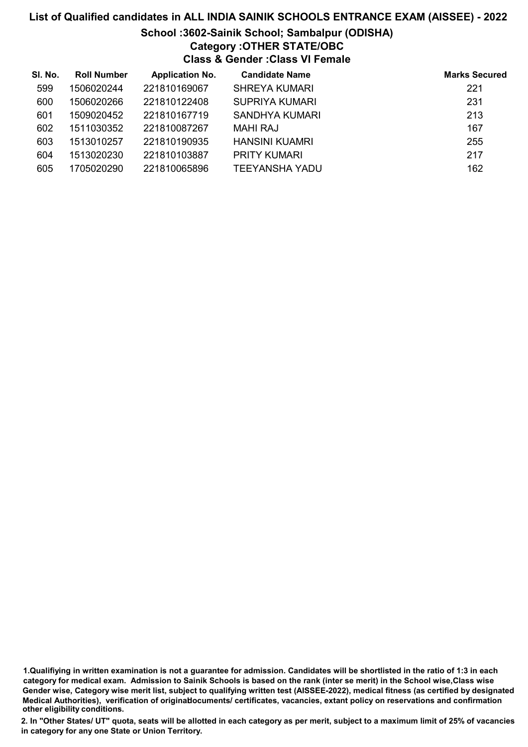# List of Qualified candidates in ALL INDIA SAINIK SCHOOLS ENTRANCE EXAM (AISSEE) - 2022

## School :3602-Sainik School; Sambalpur (ODISHA)

### Category :OTHER STATE/OBC

### Class & Gender :Class VI Female

| Sl. No. | Roll Number | Application No. | Candidate Name | Marks Secured |
|---|---|---|---|---|
| 599 | 1506020244 | 221810169067 | SHREYA KUMARI | 221 |
| 600 | 1506020266 | 221810122408 | SUPRIYA KUMARI | 231 |
| 601 | 1509020452 | 221810167719 | SANDHYA KUMARI | 213 |
| 602 | 1511030352 | 221810087267 | MAHI RAJ | 167 |
| 603 | 1513010257 | 221810190935 | HANSINI KUAMRI | 255 |
| 604 | 1513020230 | 221810103887 | PRITY KUMARI | 217 |
| 605 | 1705020290 | 221810065896 | TEEYANSHA YADU | 162 |

**1.Qualifiying in written examination is not a guarantee for admission. Candidates will be shortlisted in the ratio of 1:3 in each category for medical exam. Admission to Sainik Schools is based on the rank (inter se merit) in the School wise,Class wise Gender wise, Category wise merit list, subject to qualifying written test (AISSEE-2022), medical fitness (as certified by designated Medical Authorities), verification of originaldocuments/ certificates, vacancies, extant policy on reservations and confirmation other eligibility conditions.**

**2. In "Other States/ UT" quota, seats will be allotted in each category as per merit, subject to a maximum limit of 25% of vacancies in category for any one State or Union Territory.**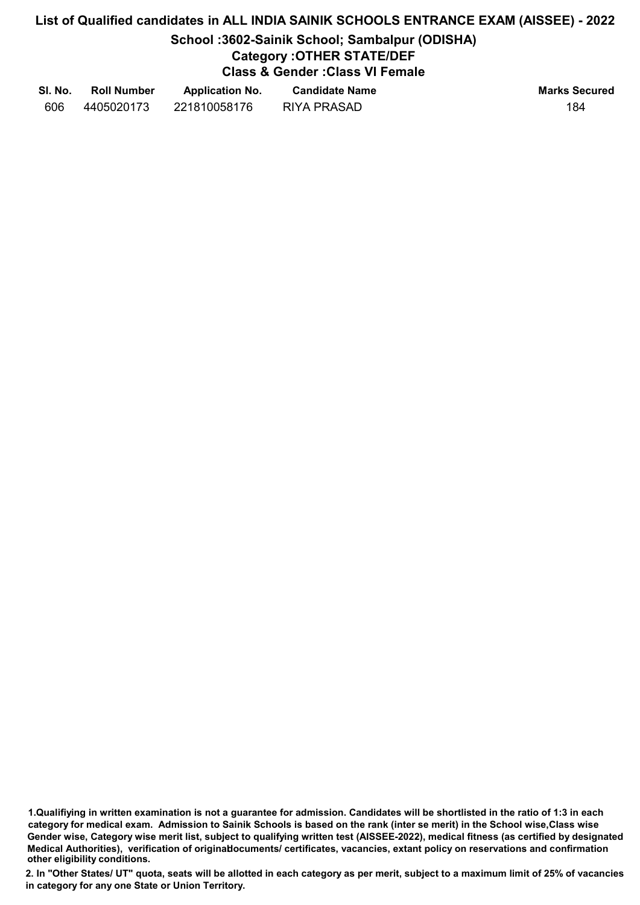# List of Qualified candidates in ALL INDIA SAINIK SCHOOLS ENTRANCE EXAM (AISSEE) - 2022

## School :3602-Sainik School; Sambalpur (ODISHA)

### Category :OTHER STATE/DEF

### Class & Gender :Class VI Female

| Sl. No. | Roll Number | Application No. | Candidate Name | Marks Secured |
|---|---|---|---|---|
| 606 | 4405020173 | 221810058176 | RIYA PRASAD | 184 |

**1.Qualifiying in written examination is not a guarantee for admission. Candidates will be shortlisted in the ratio of 1:3 in each category for medical exam. Admission to Sainik Schools is based on the rank (inter se merit) in the School wise,Class wise Gender wise, Category wise merit list, subject to qualifying written test (AISSEE-2022), medical fitness (as certified by designated Medical Authorities), verification of originaldocuments/ certificates, vacancies, extant policy on reservations and confirmation other eligibility conditions.**

**2. In "Other States/ UT" quota, seats will be allotted in each category as per merit, subject to a maximum limit of 25% of vacancies in category for any one State or Union Territory.**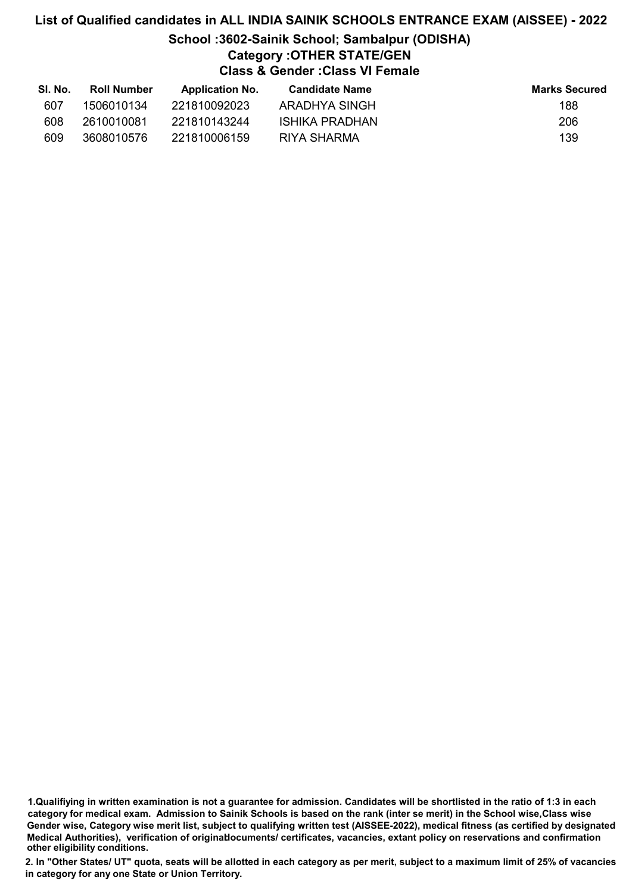# List of Qualified candidates in ALL INDIA SAINIK SCHOOLS ENTRANCE EXAM (AISSEE) - 2022

## School :3602-Sainik School; Sambalpur (ODISHA)

### Category :OTHER STATE/GEN

### Class & Gender :Class VI Female

| Sl. No. | Roll Number | Application No. | Candidate Name | Marks Secured |
|---|---|---|---|---|
| 607 | 1506010134 | 221810092023 | ARADHYA SINGH | 188 |
| 608 | 2610010081 | 221810143244 | ISHIKA PRADHAN | 206 |
| 609 | 3608010576 | 221810006159 | RIYA SHARMA | 139 |

**1.Qualifiying in written examination is not a guarantee for admission. Candidates will be shortlisted in the ratio of 1:3 in each category for medical exam. Admission to Sainik Schools is based on the rank (inter se merit) in the School wise,Class wise Gender wise, Category wise merit list, subject to qualifying written test (AISSEE-2022), medical fitness (as certified by designated Medical Authorities), verification of originaldocuments/ certificates, vacancies, extant policy on reservations and confirmation other eligibility conditions.**

**2. In "Other States/ UT" quota, seats will be allotted in each category as per merit, subject to a maximum limit of 25% of vacancies in category for any one State or Union Territory.**